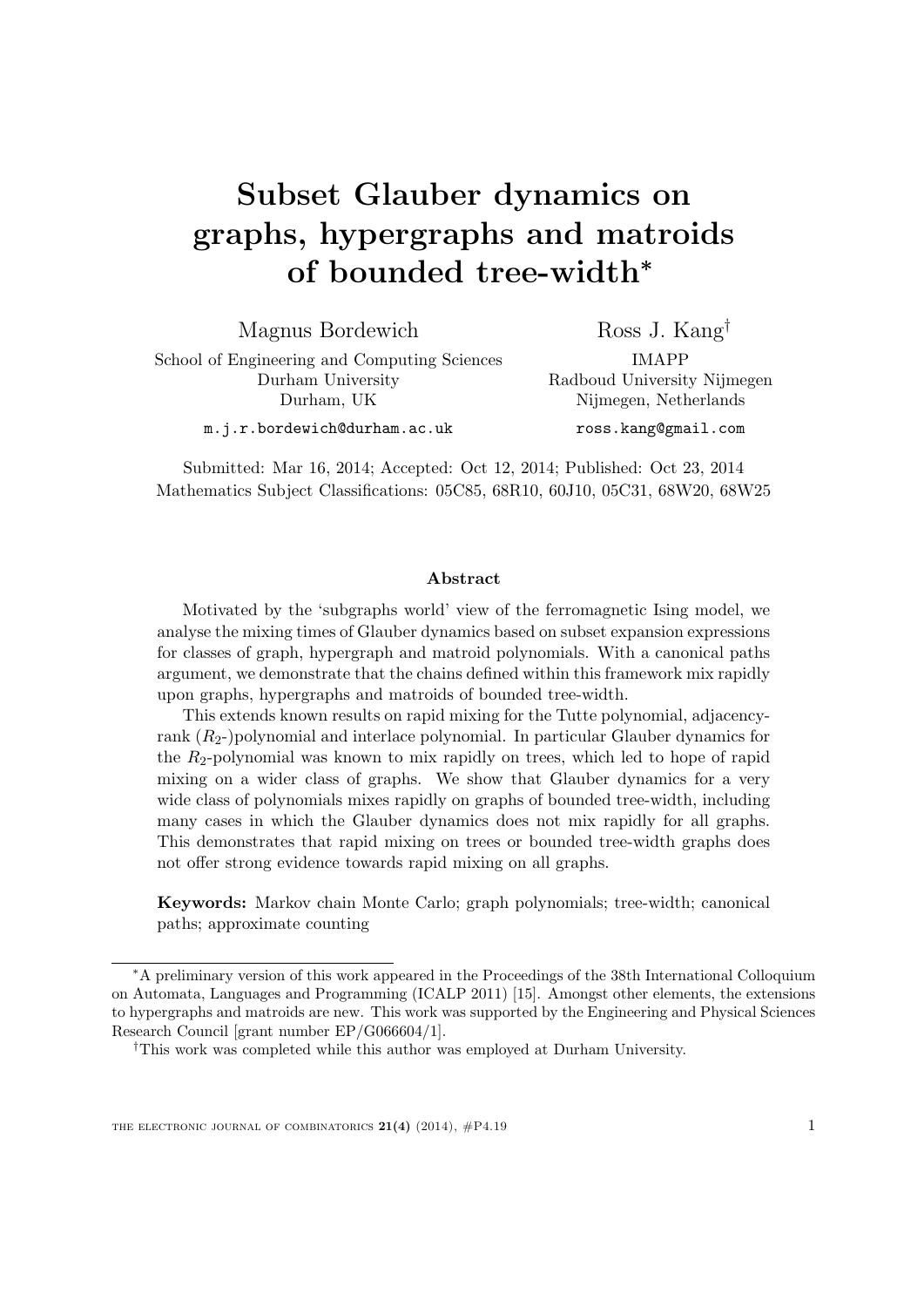# Subset Glauber dynamics on graphs, hypergraphs and matroids of bounded tree-width[*]

Magnus Bordewich
School of Engineering and Computing Sciences
Durham University
Durham, UK
m.j.r.bordewich@durham.ac.uk

Ross J. Kang[†]
IMAPP
Radboud University Nijmegen
Nijmegen, Netherlands
ross.kang@gmail.com

Submitted: Mar 16, 2014; Accepted: Oct 12, 2014; Published: Oct 23, 2014
Mathematics Subject Classifications: 05C85, 68R10, 60J10, 05C31, 68W20, 68W25

### Abstract

Motivated by the 'subgraphs world' view of the ferromagnetic Ising model, we analyse the mixing times of Glauber dynamics based on subset expansion expressions for classes of graph, hypergraph and matroid polynomials. With a canonical paths argument, we demonstrate that the chains defined within this framework mix rapidly upon graphs, hypergraphs and matroids of bounded tree-width.

This extends known results on rapid mixing for the Tutte polynomial, adjacency-rank ($R_2$-)polynomial and interlace polynomial. In particular Glauber dynamics for the $R_2$-polynomial was known to mix rapidly on trees, which led to hope of rapid mixing on a wider class of graphs. We show that Glauber dynamics for a very wide class of polynomials mixes rapidly on graphs of bounded tree-width, including many cases in which the Glauber dynamics does not mix rapidly for all graphs. This demonstrates that rapid mixing on trees or bounded tree-width graphs does not offer strong evidence towards rapid mixing on all graphs.

**Keywords:** Markov chain Monte Carlo; graph polynomials; tree-width; canonical paths; approximate counting

---

[*] A preliminary version of this work appeared in the Proceedings of the 38th International Colloquium on Automata, Languages and Programming (ICALP 2011) [15]. Amongst other elements, the extensions to hypergraphs and matroids are new. This work was supported by the Engineering and Physical Sciences Research Council [grant number EP/G066604/1].

[†] This work was completed while this author was employed at Durham University.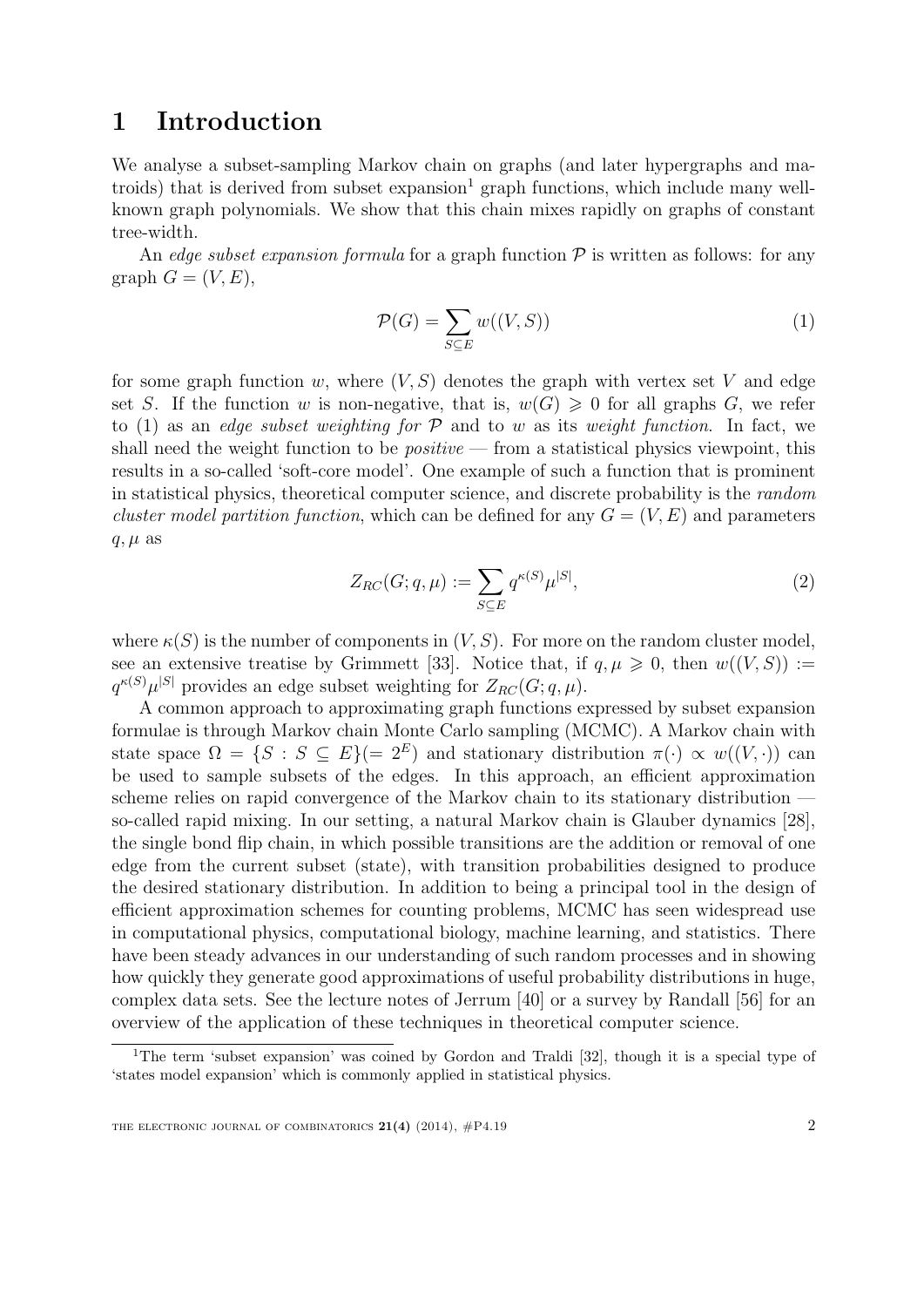# 1 Introduction

We analyse a subset-sampling Markov chain on graphs (and later hypergraphs and matroids) that is derived from subset expansion[1] graph functions, which include many well-known graph polynomials. We show that this chain mixes rapidly on graphs of constant tree-width.

An *edge subset expansion formula* for a graph function $\mathcal{P}$ is written as follows: for any graph $G = (V, E)$,

$$\mathcal{P}(G) = \sum_{S \subseteq E} w((V, S)) \tag{1}$$

for some graph function $w$, where $(V, S)$ denotes the graph with vertex set $V$ and edge set $S$. If the function $w$ is non-negative, that is, $w(G) \geqslant 0$ for all graphs $G$, we refer to (1) as an *edge subset weighting for* $\mathcal{P}$ and to $w$ as its *weight function*. In fact, we shall need the weight function to be *positive* — from a statistical physics viewpoint, this results in a so-called 'soft-core model'. One example of such a function that is prominent in statistical physics, theoretical computer science, and discrete probability is the *random cluster model partition function*, which can be defined for any $G = (V, E)$ and parameters $q, \mu$ as

$$Z_{RC}(G; q, \mu) := \sum_{S \subseteq E} q^{\kappa(S)} \mu^{|S|}, \tag{2}$$

where $\kappa(S)$ is the number of components in $(V, S)$. For more on the random cluster model, see an extensive treatise by Grimmett [33]. Notice that, if $q, \mu \geqslant 0$, then $w((V, S)) := q^{\kappa(S)} \mu^{|S|}$ provides an edge subset weighting for $Z_{RC}(G; q, \mu)$.

A common approach to approximating graph functions expressed by subset expansion formulae is through Markov chain Monte Carlo sampling (MCMC). A Markov chain with state space $\Omega = \{S : S \subseteq E\} (= 2^E)$ and stationary distribution $\pi(\cdot) \propto w((V, \cdot))$ can be used to sample subsets of the edges. In this approach, an efficient approximation scheme relies on rapid convergence of the Markov chain to its stationary distribution — so-called rapid mixing. In our setting, a natural Markov chain is Glauber dynamics [28], the single bond flip chain, in which possible transitions are the addition or removal of one edge from the current subset (state), with transition probabilities designed to produce the desired stationary distribution. In addition to being a principal tool in the design of efficient approximation schemes for counting problems, MCMC has seen widespread use in computational physics, computational biology, machine learning, and statistics. There have been steady advances in our understanding of such random processes and in showing how quickly they generate good approximations of useful probability distributions in huge, complex data sets. See the lecture notes of Jerrum [40] or a survey by Randall [56] for an overview of the application of these techniques in theoretical computer science.

[1] The term 'subset expansion' was coined by Gordon and Traldi [32], though it is a special type of 'states model expansion' which is commonly applied in statistical physics.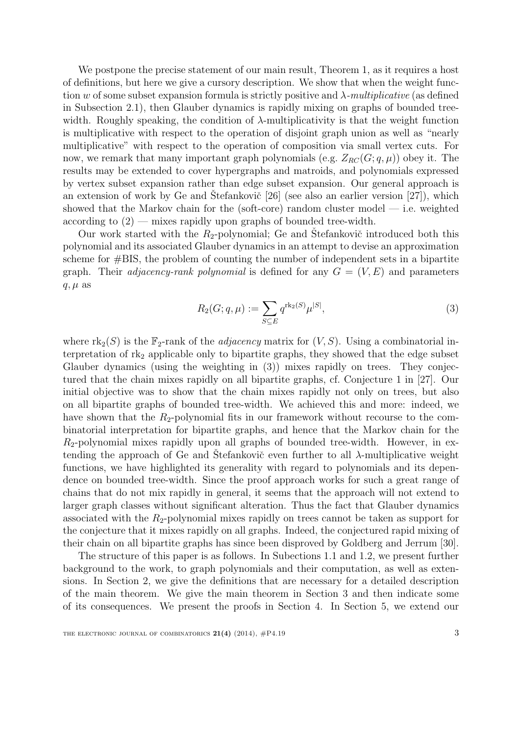We postpone the precise statement of our main result, Theorem 1, as it requires a host of definitions, but here we give a cursory description. We show that when the weight function $w$ of some subset expansion formula is strictly positive and $\lambda$-*multiplicative* (as defined in Subsection 2.1), then Glauber dynamics is rapidly mixing on graphs of bounded tree-width. Roughly speaking, the condition of $\lambda$-multiplicativity is that the weight function is multiplicative with respect to the operation of disjoint graph union as well as "nearly multiplicative" with respect to the operation of composition via small vertex cuts. For now, we remark that many important graph polynomials (e.g. $Z_{RC}(G; q, \mu)$) obey it. The results may be extended to cover hypergraphs and matroids, and polynomials expressed by vertex subset expansion rather than edge subset expansion. Our general approach is an extension of work by Ge and Štefankovič [26] (see also an earlier version [27]), which showed that the Markov chain for the (soft-core) random cluster model — i.e. weighted according to (2) — mixes rapidly upon graphs of bounded tree-width.

Our work started with the $R_2$-polynomial; Ge and Štefankovič introduced both this polynomial and its associated Glauber dynamics in an attempt to devise an approximation scheme for #BIS, the problem of counting the number of independent sets in a bipartite graph. Their *adjacency-rank polynomial* is defined for any $G = (V, E)$ and parameters $q, \mu$ as

$$R_2(G; q, \mu) := \sum_{S \subseteq E} q^{\mathrm{rk}_2(S)} \mu^{|S|}, \tag{3}$$

where $\mathrm{rk}_2(S)$ is the $\mathbb{F}_2$-rank of the *adjacency* matrix for $(V, S)$. Using a combinatorial interpretation of $\mathrm{rk}_2$ applicable only to bipartite graphs, they showed that the edge subset Glauber dynamics (using the weighting in (3)) mixes rapidly on trees. They conjectured that the chain mixes rapidly on all bipartite graphs, cf. Conjecture 1 in [27]. Our initial objective was to show that the chain mixes rapidly not only on trees, but also on all bipartite graphs of bounded tree-width. We achieved this and more: indeed, we have shown that the $R_2$-polynomial fits in our framework without recourse to the combinatorial interpretation for bipartite graphs, and hence that the Markov chain for the $R_2$-polynomial mixes rapidly upon all graphs of bounded tree-width. However, in extending the approach of Ge and Štefankovič even further to all $\lambda$-multiplicative weight functions, we have highlighted its generality with regard to polynomials and its dependence on bounded tree-width. Since the proof approach works for such a great range of chains that do not mix rapidly in general, it seems that the approach will not extend to larger graph classes without significant alteration. Thus the fact that Glauber dynamics associated with the $R_2$-polynomial mixes rapidly on trees cannot be taken as support for the conjecture that it mixes rapidly on all graphs. Indeed, the conjectured rapid mixing of their chain on all bipartite graphs has since been disproved by Goldberg and Jerrum [30].

The structure of this paper is as follows. In Subections 1.1 and 1.2, we present further background to the work, to graph polynomials and their computation, as well as extensions. In Section 2, we give the definitions that are necessary for a detailed description of the main theorem. We give the main theorem in Section 3 and then indicate some of its consequences. We present the proofs in Section 4. In Section 5, we extend our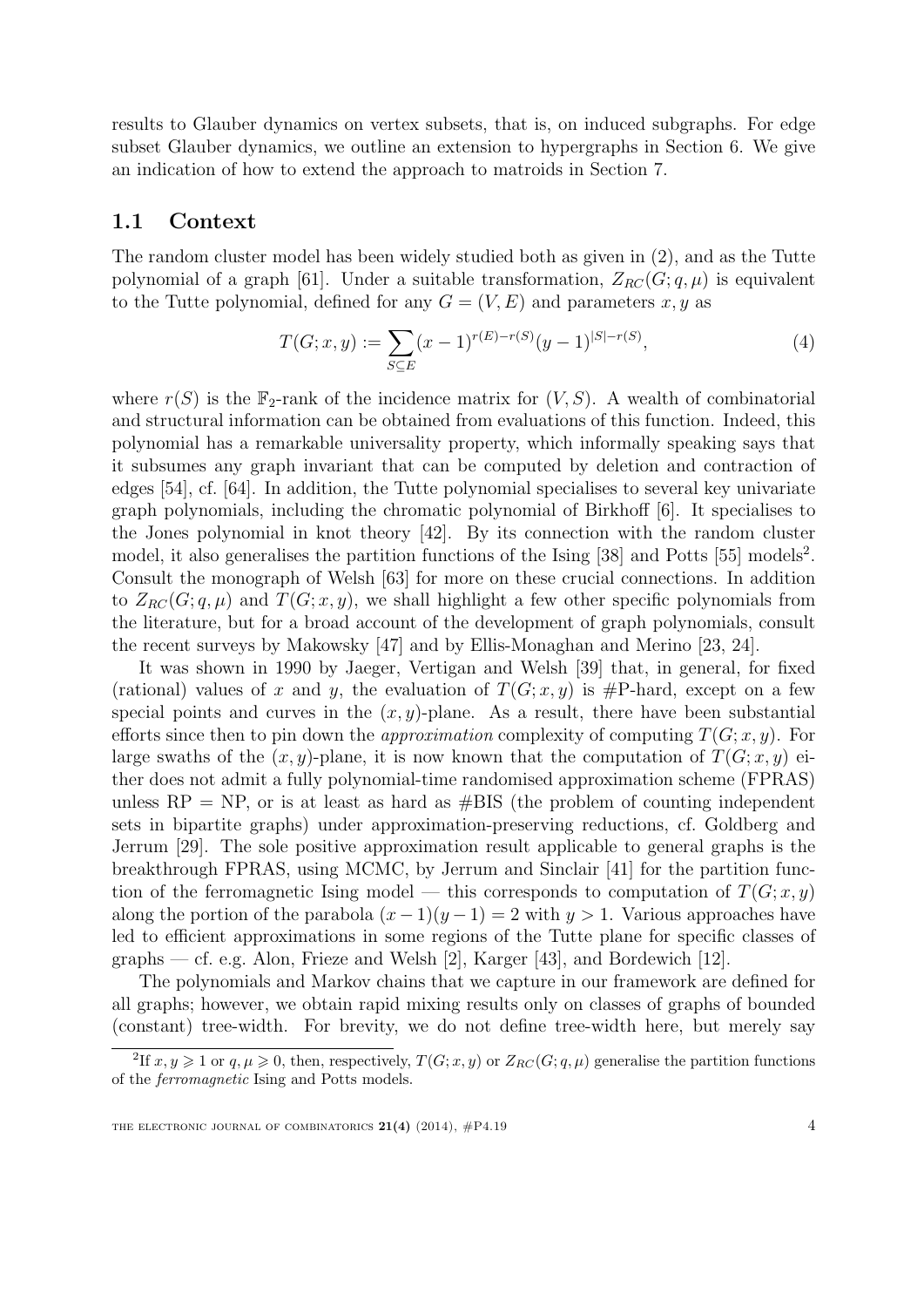results to Glauber dynamics on vertex subsets, that is, on induced subgraphs. For edge subset Glauber dynamics, we outline an extension to hypergraphs in Section 6. We give an indication of how to extend the approach to matroids in Section 7.

### 1.1 Context

The random cluster model has been widely studied both as given in (2), and as the Tutte polynomial of a graph [61]. Under a suitable transformation, $Z_{RC}(G; q, \mu)$ is equivalent to the Tutte polynomial, defined for any $G = (V, E)$ and parameters $x, y$ as

$$T(G; x, y) := \sum_{S \subseteq E} (x-1)^{r(E)-r(S)}(y-1)^{|S|-r(S)}, \tag{4}$$

where $r(S)$ is the $\mathbb{F}_2$-rank of the incidence matrix for $(V, S)$. A wealth of combinatorial and structural information can be obtained from evaluations of this function. Indeed, this polynomial has a remarkable universality property, which informally speaking says that it subsumes any graph invariant that can be computed by deletion and contraction of edges [54], cf. [64]. In addition, the Tutte polynomial specialises to several key univariate graph polynomials, including the chromatic polynomial of Birkhoff [6]. It specialises to the Jones polynomial in knot theory [42]. By its connection with the random cluster model, it also generalises the partition functions of the Ising [38] and Potts [55] models[2]. Consult the monograph of Welsh [63] for more on these crucial connections. In addition to $Z_{RC}(G; q, \mu)$ and $T(G; x, y)$, we shall highlight a few other specific polynomials from the literature, but for a broad account of the development of graph polynomials, consult the recent surveys by Makowsky [47] and by Ellis-Monaghan and Merino [23, 24].

It was shown in 1990 by Jaeger, Vertigan and Welsh [39] that, in general, for fixed (rational) values of $x$ and $y$, the evaluation of $T(G; x, y)$ is #P-hard, except on a few special points and curves in the $(x, y)$-plane. As a result, there have been substantial efforts since then to pin down the *approximation* complexity of computing $T(G; x, y)$. For large swaths of the $(x, y)$-plane, it is now known that the computation of $T(G; x, y)$ either does not admit a fully polynomial-time randomised approximation scheme (FPRAS) unless RP = NP, or is at least as hard as #BIS (the problem of counting independent sets in bipartite graphs) under approximation-preserving reductions, cf. Goldberg and Jerrum [29]. The sole positive approximation result applicable to general graphs is the breakthrough FPRAS, using MCMC, by Jerrum and Sinclair [41] for the partition function of the ferromagnetic Ising model — this corresponds to computation of $T(G; x, y)$ along the portion of the parabola $(x-1)(y-1) = 2$ with $y > 1$. Various approaches have led to efficient approximations in some regions of the Tutte plane for specific classes of graphs — cf. e.g. Alon, Frieze and Welsh [2], Karger [43], and Bordewich [12].

The polynomials and Markov chains that we capture in our framework are defined for all graphs; however, we obtain rapid mixing results only on classes of graphs of bounded (constant) tree-width. For brevity, we do not define tree-width here, but merely say

[2] If $x, y \geqslant 1$ or $q, \mu \geqslant 0$, then, respectively, $T(G; x, y)$ or $Z_{RC}(G; q, \mu)$ generalise the partition functions of the *ferromagnetic* Ising and Potts models.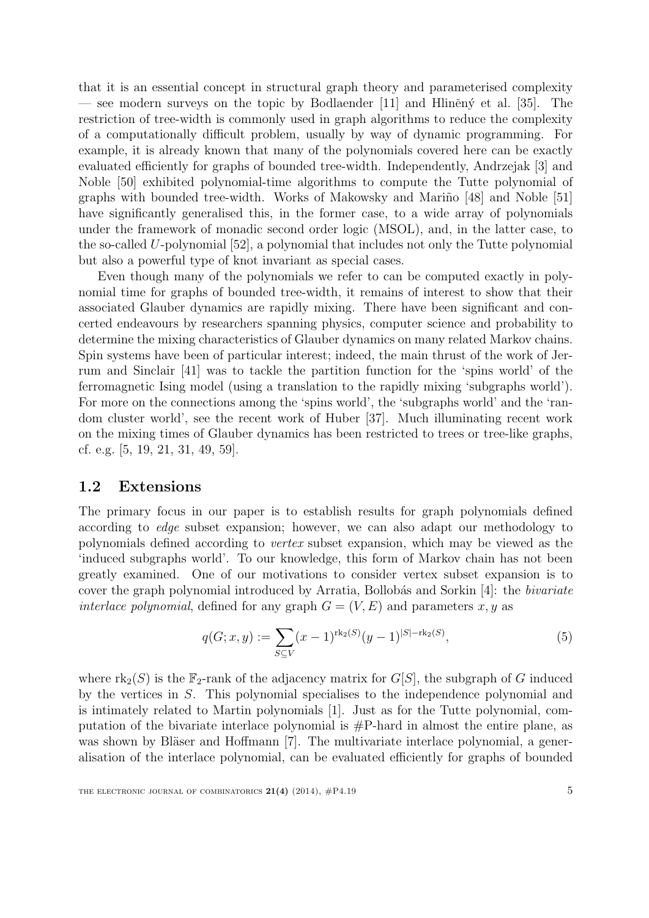that it is an essential concept in structural graph theory and parameterised complexity — see modern surveys on the topic by Bodlaender [11] and Hliněný et al. [35]. The restriction of tree-width is commonly used in graph algorithms to reduce the complexity of a computationally difficult problem, usually by way of dynamic programming. For example, it is already known that many of the polynomials covered here can be exactly evaluated efficiently for graphs of bounded tree-width. Independently, Andrzejak [3] and Noble [50] exhibited polynomial-time algorithms to compute the Tutte polynomial of graphs with bounded tree-width. Works of Makowsky and Mariño [48] and Noble [51] have significantly generalised this, in the former case, to a wide array of polynomials under the framework of monadic second order logic (MSOL), and, in the latter case, to the so-called $U$-polynomial [52], a polynomial that includes not only the Tutte polynomial but also a powerful type of knot invariant as special cases.

Even though many of the polynomials we refer to can be computed exactly in polynomial time for graphs of bounded tree-width, it remains of interest to show that their associated Glauber dynamics are rapidly mixing. There have been significant and concerted endeavours by researchers spanning physics, computer science and probability to determine the mixing characteristics of Glauber dynamics on many related Markov chains. Spin systems have been of particular interest; indeed, the main thrust of the work of Jerrum and Sinclair [41] was to tackle the partition function for the 'spins world' of the ferromagnetic Ising model (using a translation to the rapidly mixing 'subgraphs world'). For more on the connections among the 'spins world', the 'subgraphs world' and the 'random cluster world', see the recent work of Huber [37]. Much illuminating recent work on the mixing times of Glauber dynamics has been restricted to trees or tree-like graphs, cf. e.g. [5, 19, 21, 31, 49, 59].

## 1.2 Extensions

The primary focus in our paper is to establish results for graph polynomials defined according to *edge* subset expansion; however, we can also adapt our methodology to polynomials defined according to *vertex* subset expansion, which may be viewed as the 'induced subgraphs world'. To our knowledge, this form of Markov chain has not been greatly examined. One of our motivations to consider vertex subset expansion is to cover the graph polynomial introduced by Arratia, Bollobás and Sorkin [4]: the *bivariate interlace polynomial*, defined for any graph $G = (V, E)$ and parameters $x, y$ as

$$q(G; x, y) := \sum_{S \subseteq V} (x-1)^{\mathrm{rk}_2(S)} (y-1)^{|S| - \mathrm{rk}_2(S)}, \tag{5}$$

where $\mathrm{rk}_2(S)$ is the $\mathbb{F}_2$-rank of the adjacency matrix for $G[S]$, the subgraph of $G$ induced by the vertices in $S$. This polynomial specialises to the independence polynomial and is intimately related to Martin polynomials [1]. Just as for the Tutte polynomial, computation of the bivariate interlace polynomial is #P-hard in almost the entire plane, as was shown by Bläser and Hoffmann [7]. The multivariate interlace polynomial, a generalisation of the interlace polynomial, can be evaluated efficiently for graphs of bounded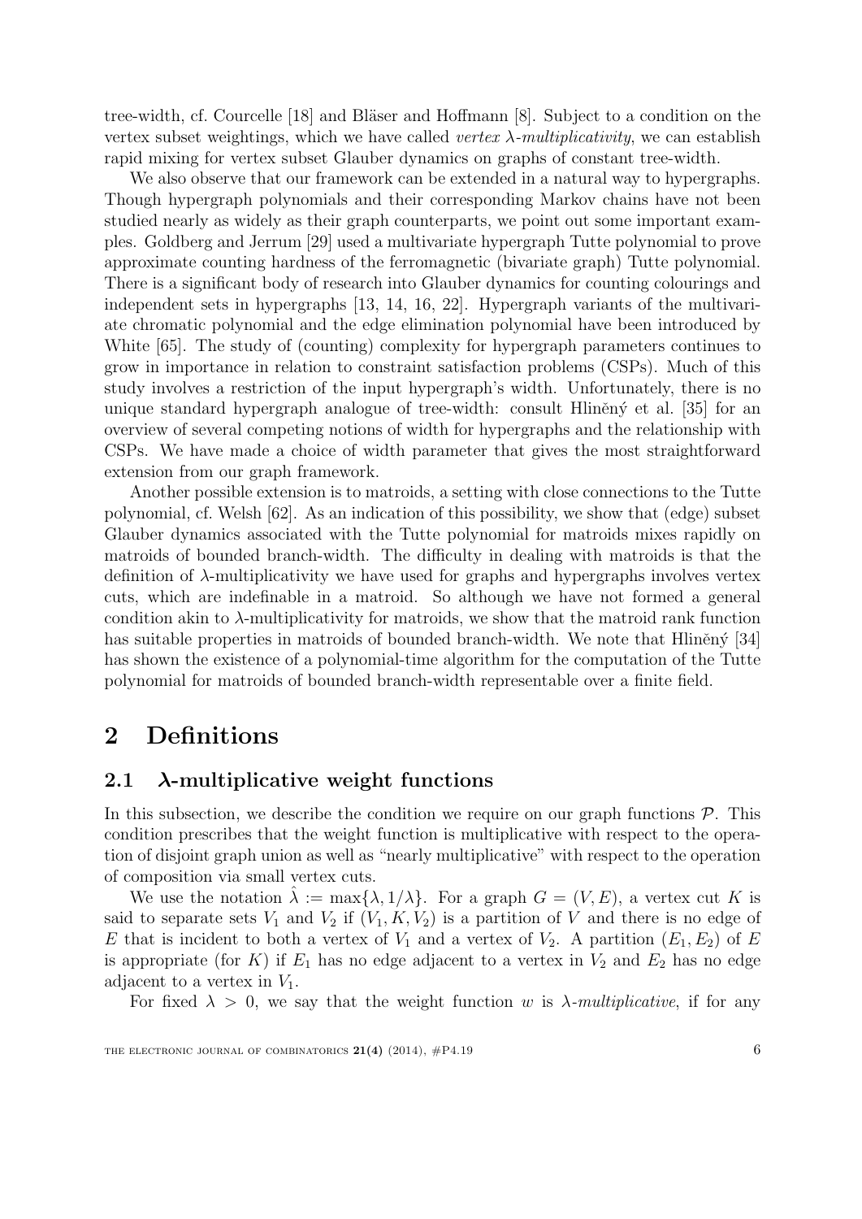tree-width, cf. Courcelle [18] and Bläser and Hoffmann [8]. Subject to a condition on the vertex subset weightings, which we have called *vertex $\lambda$-multiplicativity*, we can establish rapid mixing for vertex subset Glauber dynamics on graphs of constant tree-width.

We also observe that our framework can be extended in a natural way to hypergraphs. Though hypergraph polynomials and their corresponding Markov chains have not been studied nearly as widely as their graph counterparts, we point out some important examples. Goldberg and Jerrum [29] used a multivariate hypergraph Tutte polynomial to prove approximate counting hardness of the ferromagnetic (bivariate graph) Tutte polynomial. There is a significant body of research into Glauber dynamics for counting colourings and independent sets in hypergraphs [13, 14, 16, 22]. Hypergraph variants of the multivariate chromatic polynomial and the edge elimination polynomial have been introduced by White [65]. The study of (counting) complexity for hypergraph parameters continues to grow in importance in relation to constraint satisfaction problems (CSPs). Much of this study involves a restriction of the input hypergraph's width. Unfortunately, there is no unique standard hypergraph analogue of tree-width: consult Hliněný et al. [35] for an overview of several competing notions of width for hypergraphs and the relationship with CSPs. We have made a choice of width parameter that gives the most straightforward extension from our graph framework.

Another possible extension is to matroids, a setting with close connections to the Tutte polynomial, cf. Welsh [62]. As an indication of this possibility, we show that (edge) subset Glauber dynamics associated with the Tutte polynomial for matroids mixes rapidly on matroids of bounded branch-width. The difficulty in dealing with matroids is that the definition of $\lambda$-multiplicativity we have used for graphs and hypergraphs involves vertex cuts, which are indefinable in a matroid. So although we have not formed a general condition akin to $\lambda$-multiplicativity for matroids, we show that the matroid rank function has suitable properties in matroids of bounded branch-width. We note that Hliněný [34] has shown the existence of a polynomial-time algorithm for the computation of the Tutte polynomial for matroids of bounded branch-width representable over a finite field.

# 2 Definitions

## 2.1 $\lambda$-multiplicative weight functions

In this subsection, we describe the condition we require on our graph functions $\mathcal{P}$. This condition prescribes that the weight function is multiplicative with respect to the operation of disjoint graph union as well as "nearly multiplicative" with respect to the operation of composition via small vertex cuts.

We use the notation $\hat{\lambda} := \max\{\lambda, 1/\lambda\}$. For a graph $G = (V, E)$, a vertex cut $K$ is said to separate sets $V_1$ and $V_2$ if $(V_1, K, V_2)$ is a partition of $V$ and there is no edge of $E$ that is incident to both a vertex of $V_1$ and a vertex of $V_2$. A partition $(E_1, E_2)$ of $E$ is appropriate (for $K$) if $E_1$ has no edge adjacent to a vertex in $V_2$ and $E_2$ has no edge adjacent to a vertex in $V_1$.

For fixed $\lambda > 0$, we say that the weight function $w$ is *$\lambda$-multiplicative*, if for any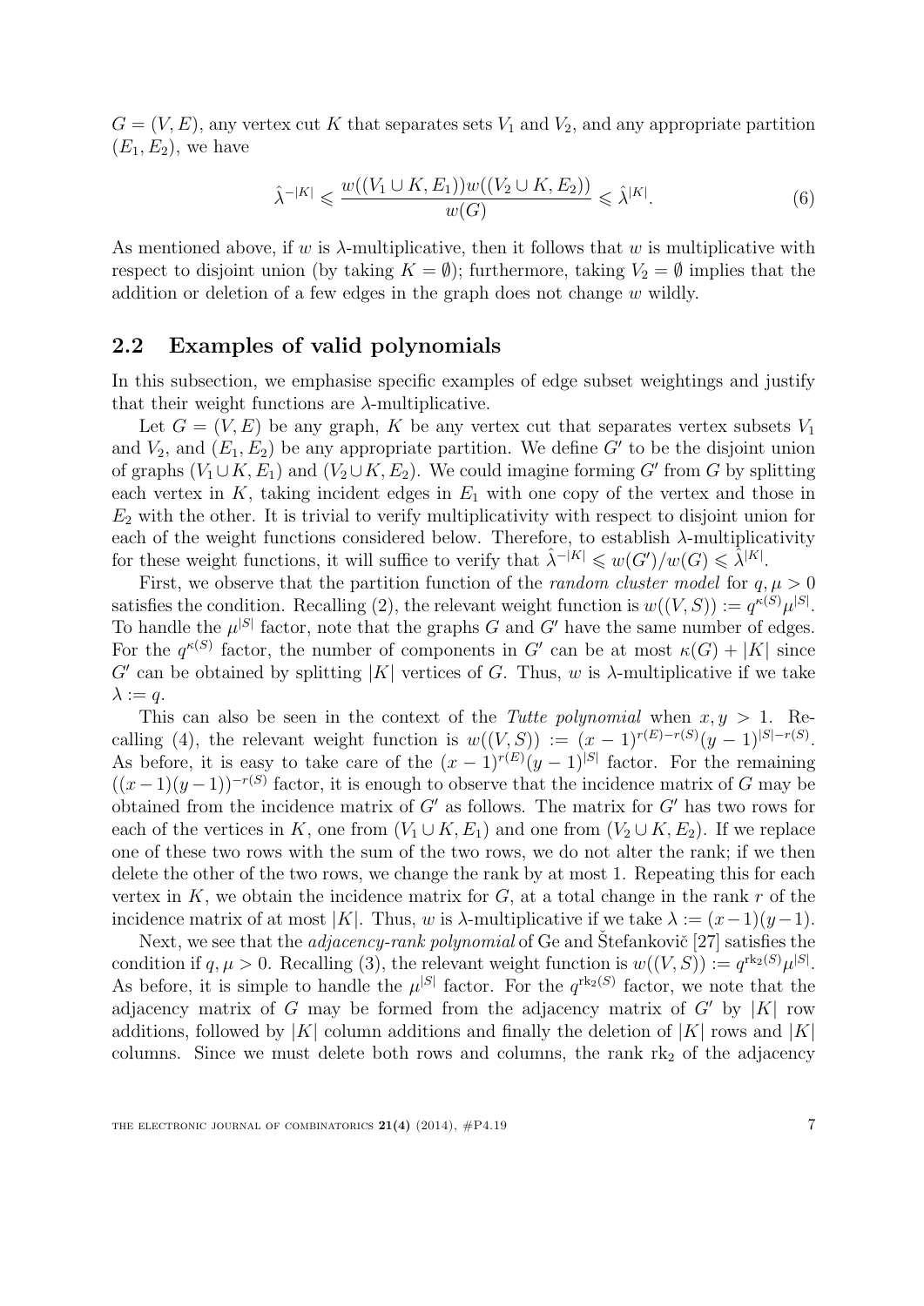$G = (V, E)$, any vertex cut $K$ that separates sets $V_1$ and $V_2$, and any appropriate partition $(E_1, E_2)$, we have

$$\hat{\lambda}^{-|K|} \leqslant \frac{w((V_1 \cup K, E_1))w((V_2 \cup K, E_2))}{w(G)} \leqslant \hat{\lambda}^{|K|}. \tag{6}$$

As mentioned above, if $w$ is $\lambda$-multiplicative, then it follows that $w$ is multiplicative with respect to disjoint union (by taking $K = \emptyset$); furthermore, taking $V_2 = \emptyset$ implies that the addition or deletion of a few edges in the graph does not change $w$ wildly.

## 2.2 Examples of valid polynomials

In this subsection, we emphasise specific examples of edge subset weightings and justify that their weight functions are $\lambda$-multiplicative.

Let $G = (V, E)$ be any graph, $K$ be any vertex cut that separates vertex subsets $V_1$ and $V_2$, and $(E_1, E_2)$ be any appropriate partition. We define $G'$ to be the disjoint union of graphs $(V_1 \cup K, E_1)$ and $(V_2 \cup K, E_2)$. We could imagine forming $G'$ from $G$ by splitting each vertex in $K$, taking incident edges in $E_1$ with one copy of the vertex and those in $E_2$ with the other. It is trivial to verify multiplicativity with respect to disjoint union for each of the weight functions considered below. Therefore, to establish $\lambda$-multiplicativity for these weight functions, it will suffice to verify that $\hat{\lambda}^{-|K|} \leqslant w(G')/w(G) \leqslant \hat{\lambda}^{|K|}$.

First, we observe that the partition function of the *random cluster model* for $q, \mu > 0$ satisfies the condition. Recalling (2), the relevant weight function is $w((V, S)) := q^{\kappa(S)}\mu^{|S|}$. To handle the $\mu^{|S|}$ factor, note that the graphs $G$ and $G'$ have the same number of edges. For the $q^{\kappa(S)}$ factor, the number of components in $G'$ can be at most $\kappa(G) + |K|$ since $G'$ can be obtained by splitting $|K|$ vertices of $G$. Thus, $w$ is $\lambda$-multiplicative if we take $\lambda := q$.

This can also be seen in the context of the *Tutte polynomial* when $x, y > 1$. Recalling (4), the relevant weight function is $w((V, S)) := (x-1)^{r(E)-r(S)}(y-1)^{|S|-r(S)}$. As before, it is easy to take care of the $(x-1)^{r(E)}(y-1)^{|S|}$ factor. For the remaining $((x-1)(y-1))^{-r(S)}$ factor, it is enough to observe that the incidence matrix of $G$ may be obtained from the incidence matrix of $G'$ as follows. The matrix for $G'$ has two rows for each of the vertices in $K$, one from $(V_1 \cup K, E_1)$ and one from $(V_2 \cup K, E_2)$. If we replace one of these two rows with the sum of the two rows, we do not alter the rank; if we then delete the other of the two rows, we change the rank by at most 1. Repeating this for each vertex in $K$, we obtain the incidence matrix for $G$, at a total change in the rank $r$ of the incidence matrix of at most $|K|$. Thus, $w$ is $\lambda$-multiplicative if we take $\lambda := (x-1)(y-1)$.

Next, we see that the *adjacency-rank polynomial* of Ge and Štefankovič [27] satisfies the condition if $q, \mu > 0$. Recalling (3), the relevant weight function is $w((V, S)) := q^{\mathrm{rk}_2(S)}\mu^{|S|}$. As before, it is simple to handle the $\mu^{|S|}$ factor. For the $q^{\mathrm{rk}_2(S)}$ factor, we note that the adjacency matrix of $G$ may be formed from the adjacency matrix of $G'$ by $|K|$ row additions, followed by $|K|$ column additions and finally the deletion of $|K|$ rows and $|K|$ columns. Since we must delete both rows and columns, the rank $\mathrm{rk}_2$ of the adjacency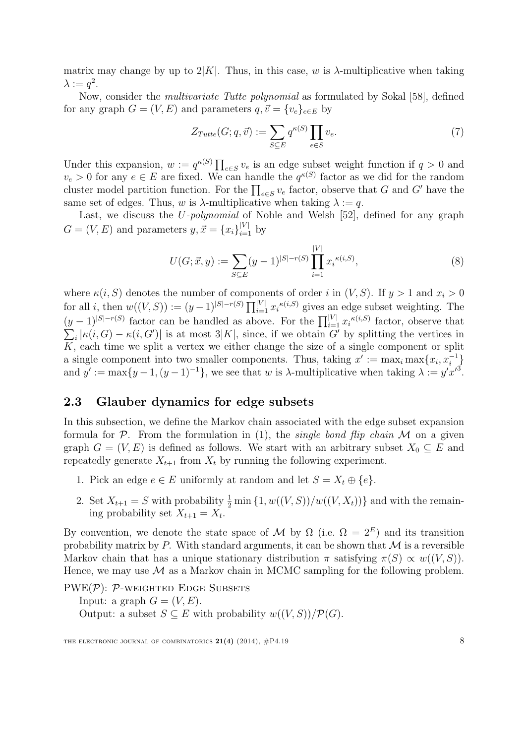matrix may change by up to $2|K|$. Thus, in this case, $w$ is $\lambda$-multiplicative when taking $\lambda := q^2$.

Now, consider the *multivariate Tutte polynomial* as formulated by Sokal [58], defined for any graph $G = (V, E)$ and parameters $q, \vec{v} = \{v_e\}_{e \in E}$ by

$$Z_{Tutte}(G; q, \vec{v}) := \sum_{S \subseteq E} q^{\kappa(S)} \prod_{e \in S} v_e. \tag{7}$$

Under this expansion, $w := q^{\kappa(S)} \prod_{e \in S} v_e$ is an edge subset weight function if $q > 0$ and $v_e > 0$ for any $e \in E$ are fixed. We can handle the $q^{\kappa(S)}$ factor as we did for the random cluster model partition function. For the $\prod_{e \in S} v_e$ factor, observe that $G$ and $G'$ have the same set of edges. Thus, $w$ is $\lambda$-multiplicative when taking $\lambda := q$.

Last, we discuss the *U-polynomial* of Noble and Welsh [52], defined for any graph $G = (V, E)$ and parameters $y, \vec{x} = \{x_i\}_{i=1}^{|V|}$ by

$$U(G; \vec{x}, y) := \sum_{S \subseteq E} (y-1)^{|S| - r(S)} \prod_{i=1}^{|V|} {x_i}^{\kappa(i,S)}, \tag{8}$$

where $\kappa(i, S)$ denotes the number of components of order $i$ in $(V, S)$. If $y > 1$ and $x_i > 0$ for all $i$, then $w((V, S)) := (y-1)^{|S|-r(S)} \prod_{i=1}^{|V|} {x_i}^{\kappa(i,S)}$ gives an edge subset weighting. The $(y-1)^{|S|-r(S)}$ factor can be handled as above. For the $\prod_{i=1}^{|V|} {x_i}^{\kappa(i,S)}$ factor, observe that $\sum_i |\kappa(i, G) - \kappa(i, G')|$ is at most $3|K|$, since, if we obtain $G'$ by splitting the vertices in $K$, each time we split a vertex we either change the size of a single component or split a single component into two smaller components. Thus, taking $x' := \max_i \max\{x_i, x_i^{-1}\}$ and $y' := \max\{y - 1, (y-1)^{-1}\}$, we see that $w$ is $\lambda$-multiplicative when taking $\lambda := y' x'^3$.

## 2.3 Glauber dynamics for edge subsets

In this subsection, we define the Markov chain associated with the edge subset expansion formula for $\mathcal{P}$. From the formulation in (1), the *single bond flip chain* $\mathcal{M}$ on a given graph $G = (V, E)$ is defined as follows. We start with an arbitrary subset $X_0 \subseteq E$ and repeatedly generate $X_{t+1}$ from $X_t$ by running the following experiment.

1. Pick an edge $e \in E$ uniformly at random and let $S = X_t \oplus \{e\}$.
2. Set $X_{t+1} = S$ with probability $\frac{1}{2} \min\{1, w((V, S))/w((V, X_t))\}$ and with the remaining probability set $X_{t+1} = X_t$.

By convention, we denote the state space of $\mathcal{M}$ by $\Omega$ (i.e. $\Omega = 2^E$) and its transition probability matrix by $P$. With standard arguments, it can be shown that $\mathcal{M}$ is a reversible Markov chain that has a unique stationary distribution $\pi$ satisfying $\pi(S) \propto w((V, S))$. Hence, we may use $\mathcal{M}$ as a Markov chain in MCMC sampling for the following problem.

PWE($\mathcal{P}$): $\mathcal{P}$-WEIGHTED EDGE SUBSETS
Input: a graph $G = (V, E)$.
Output: a subset $S \subseteq E$ with probability $w((V, S))/\mathcal{P}(G)$.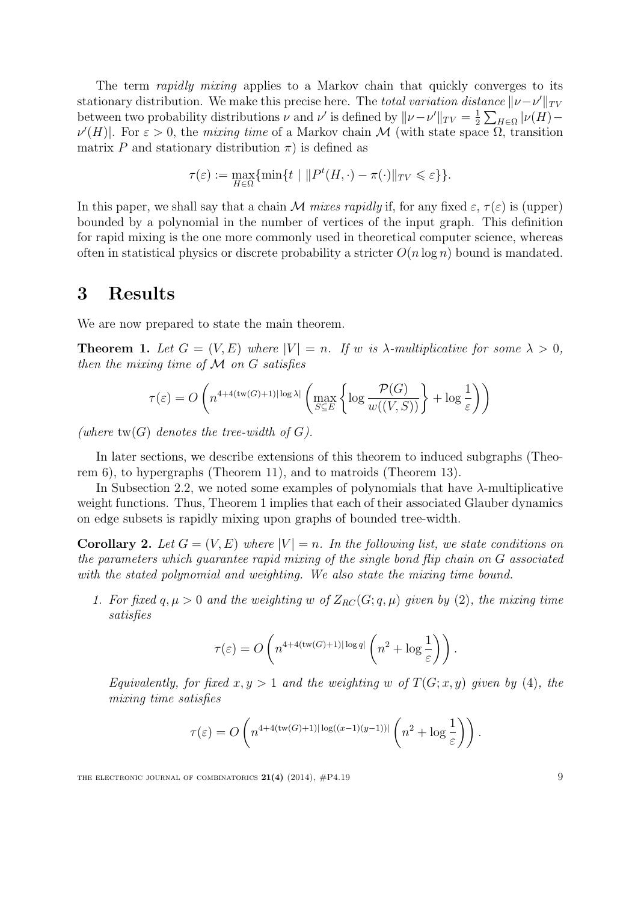The term *rapidly mixing* applies to a Markov chain that quickly converges to its stationary distribution. We make this precise here. The *total variation distance* $\|\nu - \nu'\|_{TV}$ between two probability distributions $\nu$ and $\nu'$ is defined by $\|\nu - \nu'\|_{TV} = \frac{1}{2}\sum_{H\in\Omega} |\nu(H) - \nu'(H)|$. For $\varepsilon > 0$, the *mixing time* of a Markov chain $\mathcal{M}$ (with state space $\Omega$, transition matrix $P$ and stationary distribution $\pi$) is defined as

$$\tau(\varepsilon) := \max_{H\in\Omega}\{\min\{t \mid \|P^t(H,\cdot) - \pi(\cdot)\|_{TV} \leqslant \varepsilon\}\}.$$

In this paper, we shall say that a chain $\mathcal{M}$ *mixes rapidly* if, for any fixed $\varepsilon$, $\tau(\varepsilon)$ is (upper) bounded by a polynomial in the number of vertices of the input graph. This definition for rapid mixing is the one more commonly used in theoretical computer science, whereas often in statistical physics or discrete probability a stricter $O(n \log n)$ bound is mandated.

# 3 Results

We are now prepared to state the main theorem.

**Theorem 1.** *Let $G = (V, E)$ where $|V| = n$. If $w$ is $\lambda$-multiplicative for some $\lambda > 0$, then the mixing time of $\mathcal{M}$ on $G$ satisfies*

$$\tau(\varepsilon) = O\left(n^{4+4(\mathrm{tw}(G)+1)|\log\lambda|}\left(\max_{S\subseteq E}\left\{\log\frac{\mathcal{P}(G)}{w((V,S))}\right\} + \log\frac{1}{\varepsilon}\right)\right)$$

*(where $\mathrm{tw}(G)$ denotes the tree-width of $G$).*

In later sections, we describe extensions of this theorem to induced subgraphs (Theorem 6), to hypergraphs (Theorem 11), and to matroids (Theorem 13).

In Subsection 2.2, we noted some examples of polynomials that have $\lambda$-multiplicative weight functions. Thus, Theorem 1 implies that each of their associated Glauber dynamics on edge subsets is rapidly mixing upon graphs of bounded tree-width.

**Corollary 2.** *Let $G = (V, E)$ where $|V| = n$. In the following list, we state conditions on the parameters which guarantee rapid mixing of the single bond flip chain on $G$ associated with the stated polynomial and weighting. We also state the mixing time bound.*

1. *For fixed $q, \mu > 0$ and the weighting $w$ of $Z_{RC}(G; q, \mu)$ given by (2), the mixing time satisfies*

$$\tau(\varepsilon) = O\left(n^{4+4(\mathrm{tw}(G)+1)|\log q|}\left(n^2 + \log\frac{1}{\varepsilon}\right)\right).$$

*Equivalently, for fixed $x, y > 1$ and the weighting $w$ of $T(G; x, y)$ given by (4), the mixing time satisfies*

$$\tau(\varepsilon) = O\left(n^{4+4(\mathrm{tw}(G)+1)|\log((x-1)(y-1))|}\left(n^2 + \log\frac{1}{\varepsilon}\right)\right).$$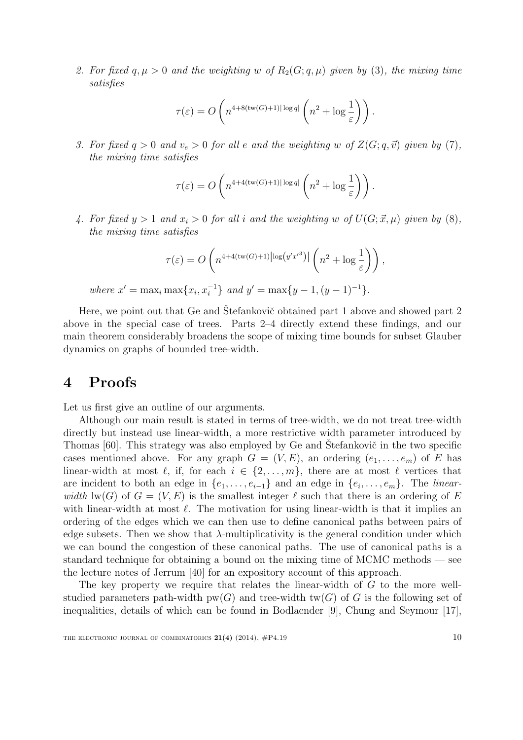2. *For fixed $q, \mu > 0$ and the weighting $w$ of $R_2(G; q, \mu)$ given by (3), the mixing time satisfies*

$$\tau(\varepsilon) = O\left(n^{4+8(\mathrm{tw}(G)+1)|\log q|}\left(n^2 + \log\frac{1}{\varepsilon}\right)\right).$$

3. *For fixed $q > 0$ and $v_e > 0$ for all $e$ and the weighting $w$ of $Z(G; q, \vec{v})$ given by (7), the mixing time satisfies*

$$\tau(\varepsilon) = O\left(n^{4+4(\mathrm{tw}(G)+1)|\log q|}\left(n^2 + \log\frac{1}{\varepsilon}\right)\right).$$

4. *For fixed $y > 1$ and $x_i > 0$ for all $i$ and the weighting $w$ of $U(G; \vec{x}, \mu)$ given by (8), the mixing time satisfies*

$$\tau(\varepsilon) = O\left(n^{4+4(\mathrm{tw}(G)+1)\left|\log\left(y' x'^3\right)\right|}\left(n^2 + \log\frac{1}{\varepsilon}\right)\right),$$

*where $x' = \max_i \max\{x_i, x_i^{-1}\}$ and $y' = \max\{y-1, (y-1)^{-1}\}$.*

Here, we point out that Ge and Štefankovič obtained part 1 above and showed part 2 above in the special case of trees. Parts 2–4 directly extend these findings, and our main theorem considerably broadens the scope of mixing time bounds for subset Glauber dynamics on graphs of bounded tree-width.

# 4 Proofs

Let us first give an outline of our arguments.

Although our main result is stated in terms of tree-width, we do not treat tree-width directly but instead use linear-width, a more restrictive width parameter introduced by Thomas [60]. This strategy was also employed by Ge and Štefankovič in the two specific cases mentioned above. For any graph $G = (V, E)$, an ordering $(e_1, \ldots, e_m)$ of $E$ has linear-width at most $\ell$, if, for each $i \in \{2, \ldots, m\}$, there are at most $\ell$ vertices that are incident to both an edge in $\{e_1, \ldots, e_{i-1}\}$ and an edge in $\{e_i, \ldots, e_m\}$. The *linear-width* $\mathrm{lw}(G)$ of $G = (V, E)$ is the smallest integer $\ell$ such that there is an ordering of $E$ with linear-width at most $\ell$. The motivation for using linear-width is that it implies an ordering of the edges which we can then use to define canonical paths between pairs of edge subsets. Then we show that $\lambda$-multiplicativity is the general condition under which we can bound the congestion of these canonical paths. The use of canonical paths is a standard technique for obtaining a bound on the mixing time of MCMC methods — see the lecture notes of Jerrum [40] for an expository account of this approach.

The key property we require that relates the linear-width of $G$ to the more well-studied parameters path-width $\mathrm{pw}(G)$ and tree-width $\mathrm{tw}(G)$ of $G$ is the following set of inequalities, details of which can be found in Bodlaender [9], Chung and Seymour [17],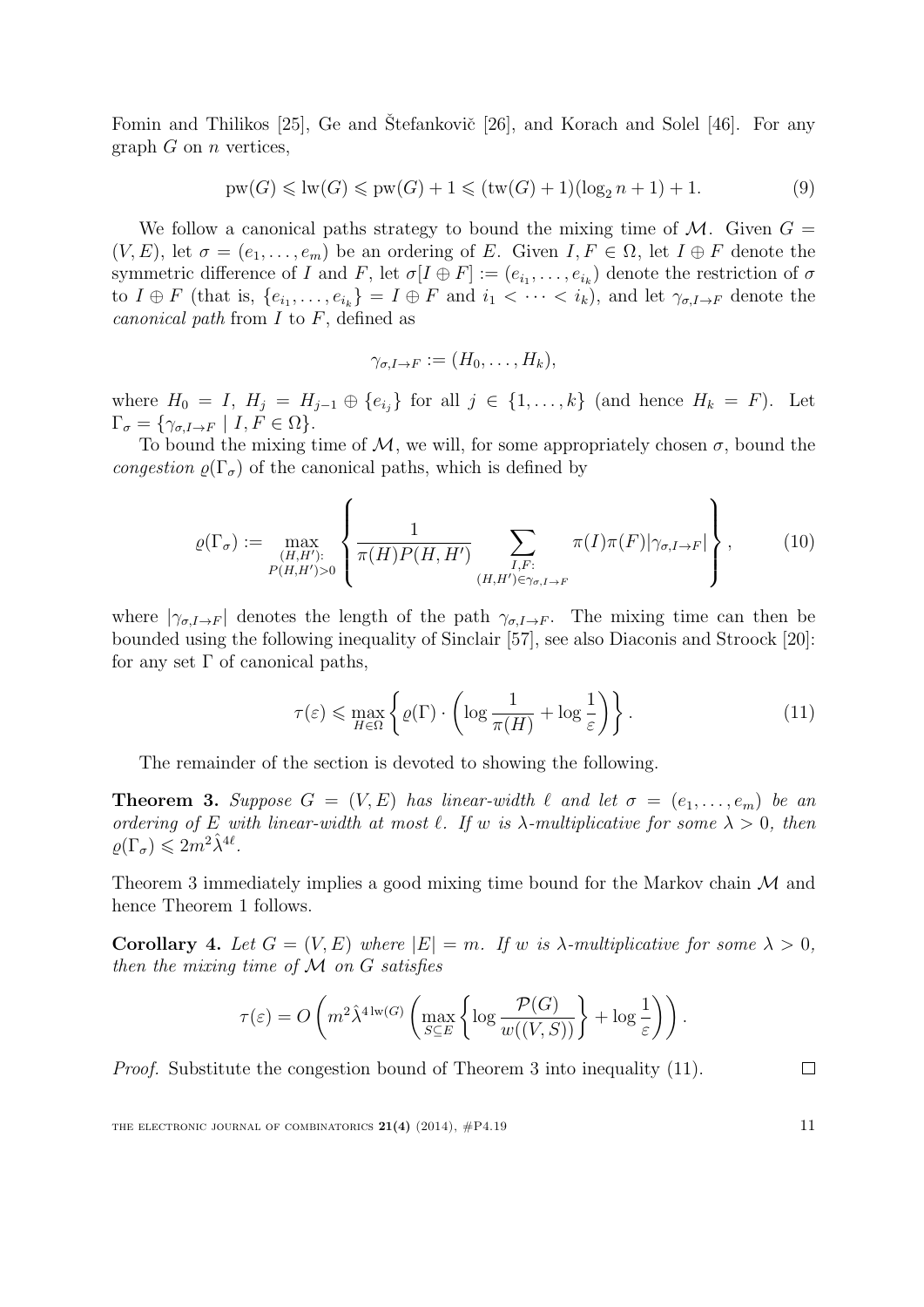Fomin and Thilikos [25], Ge and Štefankovič [26], and Korach and Solel [46]. For any graph $G$ on $n$ vertices,

$$\mathrm{pw}(G) \leqslant \mathrm{lw}(G) \leqslant \mathrm{pw}(G) + 1 \leqslant (\mathrm{tw}(G) + 1)(\log_2 n + 1) + 1. \tag{9}$$

We follow a canonical paths strategy to bound the mixing time of $\mathcal{M}$. Given $G = (V, E)$, let $\sigma = (e_1, \dots, e_m)$ be an ordering of $E$. Given $I, F \in \Omega$, let $I \oplus F$ denote the symmetric difference of $I$ and $F$, let $\sigma[I \oplus F] := (e_{i_1}, \dots, e_{i_k})$ denote the restriction of $\sigma$ to $I \oplus F$ (that is, $\{e_{i_1}, \dots, e_{i_k}\} = I \oplus F$ and $i_1 < \dots < i_k$), and let $\gamma_{\sigma, I \to F}$ denote the *canonical path* from $I$ to $F$, defined as

$$\gamma_{\sigma, I \to F} := (H_0, \dots, H_k),$$

where $H_0 = I$, $H_j = H_{j-1} \oplus \{e_{i_j}\}$ for all $j \in \{1, \dots, k\}$ (and hence $H_k = F$). Let $\Gamma_\sigma = \{\gamma_{\sigma, I \to F} \mid I, F \in \Omega\}$.

To bound the mixing time of $\mathcal{M}$, we will, for some appropriately chosen $\sigma$, bound the *congestion* $\varrho(\Gamma_\sigma)$ of the canonical paths, which is defined by

$$\varrho(\Gamma_\sigma) := \max_{\substack{(H,H'): \\ P(H,H')>0}} \left\{ \frac{1}{\pi(H)P(H,H')} \sum_{\substack{I,F: \\ (H,H') \in \gamma_{\sigma, I \to F}}} \pi(I)\pi(F)|\gamma_{\sigma, I \to F}| \right\}, \tag{10}$$

where $|\gamma_{\sigma, I \to F}|$ denotes the length of the path $\gamma_{\sigma, I \to F}$. The mixing time can then be bounded using the following inequality of Sinclair [57], see also Diaconis and Stroock [20]: for any set $\Gamma$ of canonical paths,

$$\tau(\varepsilon) \leqslant \max_{H \in \Omega} \left\{ \varrho(\Gamma) \cdot \left( \log \frac{1}{\pi(H)} + \log \frac{1}{\varepsilon} \right) \right\}. \tag{11}$$

The remainder of the section is devoted to showing the following.

**Theorem 3.** *Suppose $G = (V, E)$ has linear-width $\ell$ and let $\sigma = (e_1, \dots, e_m)$ be an ordering of $E$ with linear-width at most $\ell$. If $w$ is $\lambda$-multiplicative for some $\lambda > 0$, then $\varrho(\Gamma_\sigma) \leqslant 2m^2 \hat{\lambda}^{4\ell}$.*

Theorem 3 immediately implies a good mixing time bound for the Markov chain $\mathcal{M}$ and hence Theorem 1 follows.

**Corollary 4.** *Let $G = (V, E)$ where $|E| = m$. If $w$ is $\lambda$-multiplicative for some $\lambda > 0$, then the mixing time of $\mathcal{M}$ on $G$ satisfies*

$$\tau(\varepsilon) = O\left( m^2 \hat{\lambda}^{4\,\mathrm{lw}(G)} \left( \max_{S \subseteq E} \left\{ \log \frac{\mathcal{P}(G)}{w((V,S))} \right\} + \log \frac{1}{\varepsilon} \right) \right).$$

*Proof.* Substitute the congestion bound of Theorem 3 into inequality (11). $\square$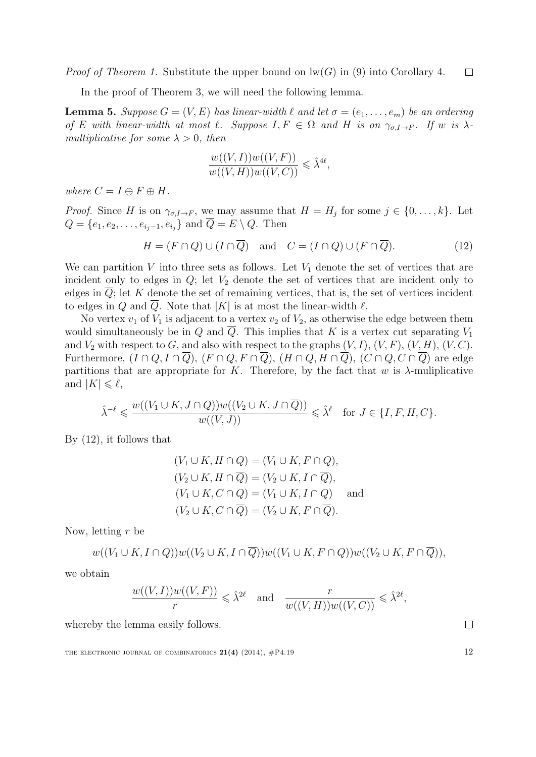*Proof of Theorem 1.* Substitute the upper bound on $\text{lw}(G)$ in (9) into Corollary 4. $\square$

In the proof of Theorem 3, we will need the following lemma.

**Lemma 5.** *Suppose $G = (V, E)$ has linear-width $\ell$ and let $\sigma = (e_1, \ldots, e_m)$ be an ordering of $E$ with linear-width at most $\ell$. Suppose $I, F \in \Omega$ and $H$ is on $\gamma_{\sigma, I \to F}$. If $w$ is $\lambda$-multiplicative for some $\lambda > 0$, then*

$$\frac{w((V, I))w((V, F))}{w((V, H))w((V, C))} \leqslant \hat{\lambda}^{4\ell},$$

*where $C = I \oplus F \oplus H$.*

*Proof.* Since $H$ is on $\gamma_{\sigma, I \to F}$, we may assume that $H = H_j$ for some $j \in \{0, \ldots, k\}$. Let $Q = \{e_1, e_2, \ldots, e_{i_j - 1}, e_{i_j}\}$ and $\overline{Q} = E \setminus Q$. Then

$$H = (F \cap Q) \cup (I \cap \overline{Q}) \quad \text{and} \quad C = (I \cap Q) \cup (F \cap \overline{Q}). \tag{12}$$

We can partition $V$ into three sets as follows. Let $V_1$ denote the set of vertices that are incident only to edges in $Q$; let $V_2$ denote the set of vertices that are incident only to edges in $\overline{Q}$; let $K$ denote the set of remaining vertices, that is, the set of vertices incident to edges in $Q$ and $\overline{Q}$. Note that $|K|$ is at most the linear-width $\ell$.

No vertex $v_1$ of $V_1$ is adjacent to a vertex $v_2$ of $V_2$, as otherwise the edge between them would simultaneously be in $Q$ and $\overline{Q}$. This implies that $K$ is a vertex cut separating $V_1$ and $V_2$ with respect to $G$, and also with respect to the graphs $(V, I)$, $(V, F)$, $(V, H)$, $(V, C)$. Furthermore, $(I \cap Q, I \cap \overline{Q})$, $(F \cap Q, F \cap \overline{Q})$, $(H \cap Q, H \cap \overline{Q})$, $(C \cap Q, C \cap \overline{Q})$ are edge partitions that are appropriate for $K$. Therefore, by the fact that $w$ is $\lambda$-muliplicative and $|K| \leqslant \ell$,

$$\hat{\lambda}^{-\ell} \leqslant \frac{w((V_1 \cup K, J \cap Q))w((V_2 \cup K, J \cap \overline{Q}))}{w((V, J))} \leqslant \hat{\lambda}^{\ell} \quad \text{for } J \in \{I, F, H, C\}.$$

By (12), it follows that

$$\begin{aligned}
(V_1 \cup K, H \cap Q) &= (V_1 \cup K, F \cap Q), \\
(V_2 \cup K, H \cap \overline{Q}) &= (V_2 \cup K, I \cap \overline{Q}), \\
(V_1 \cup K, C \cap Q) &= (V_1 \cup K, I \cap Q) \quad \text{and} \\
(V_2 \cup K, C \cap \overline{Q}) &= (V_2 \cup K, F \cap \overline{Q}).
\end{aligned}$$

Now, letting $r$ be

$$w((V_1 \cup K, I \cap Q))w((V_2 \cup K, I \cap \overline{Q}))w((V_1 \cup K, F \cap Q))w((V_2 \cup K, F \cap \overline{Q})),$$

we obtain

$$\frac{w((V, I))w((V, F))}{r} \leqslant \hat{\lambda}^{2\ell} \quad \text{and} \quad \frac{r}{w((V, H))w((V, C))} \leqslant \hat{\lambda}^{2\ell},$$

whereby the lemma easily follows. $\square$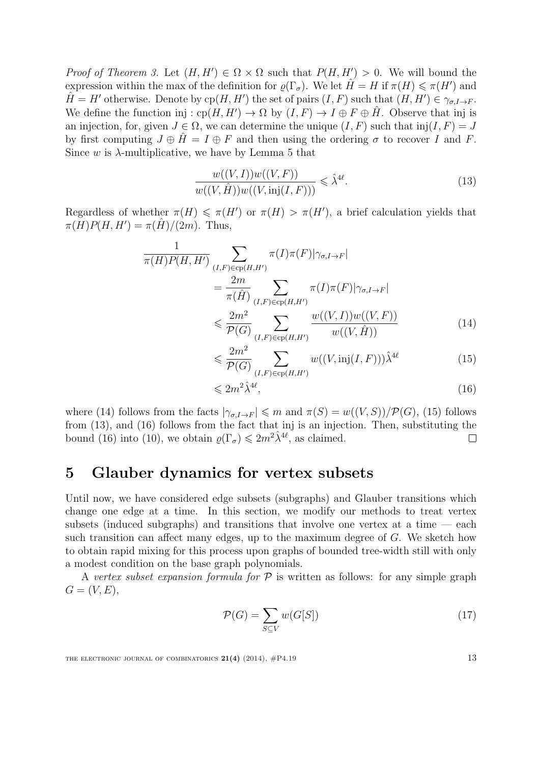*Proof of Theorem 3.* Let $(H, H') \in \Omega \times \Omega$ such that $P(H, H') > 0$. We will bound the expression within the max of the definition for $\varrho(\Gamma_\sigma)$. We let $\hat{H} = H$ if $\pi(H) \leqslant \pi(H')$ and $\hat{H} = H'$ otherwise. Denote by $\mathrm{cp}(H, H')$ the set of pairs $(I, F)$ such that $(H, H') \in \gamma_{\sigma, I \to F}$. We define the function $\mathrm{inj} : \mathrm{cp}(H, H') \to \Omega$ by $(I, F) \to I \oplus F \oplus \hat{H}$. Observe that inj is an injection, for, given $J \in \Omega$, we can determine the unique $(I, F)$ such that $\mathrm{inj}(I, F) = J$ by first computing $J \oplus \hat{H} = I \oplus F$ and then using the ordering $\sigma$ to recover $I$ and $F$. Since $w$ is $\lambda$-multiplicative, we have by Lemma 5 that

$$\frac{w((V, I))w((V, F))}{w((V, \hat{H}))w((V, \mathrm{inj}(I, F)))} \leqslant \hat{\lambda}^{4\ell}. \tag{13}$$

Regardless of whether $\pi(H) \leqslant \pi(H')$ or $\pi(H) > \pi(H')$, a brief calculation yields that $\pi(H)P(H, H') = \pi(\hat{H})/(2m)$. Thus,

$$\begin{aligned}
\frac{1}{\pi(H)P(H, H')} &\sum_{(I,F) \in \mathrm{cp}(H,H')} \pi(I)\pi(F)|\gamma_{\sigma, I \to F}| \\
&= \frac{2m}{\pi(\hat{H})} \sum_{(I,F) \in \mathrm{cp}(H,H')} \pi(I)\pi(F)|\gamma_{\sigma, I \to F}| \\
&\leqslant \frac{2m^2}{\mathcal{P}(G)} \sum_{(I,F) \in \mathrm{cp}(H,H')} \frac{w((V, I))w((V, F))}{w((V, \hat{H}))} &(14) \\
&\leqslant \frac{2m^2}{\mathcal{P}(G)} \sum_{(I,F) \in \mathrm{cp}(H,H')} w((V, \mathrm{inj}(I, F)))\hat{\lambda}^{4\ell} &(15) \\
&\leqslant 2m^2 \hat{\lambda}^{4\ell}, &(16)
\end{aligned}$$

where (14) follows from the facts $|\gamma_{\sigma, I \to F}| \leqslant m$ and $\pi(S) = w((V, S))/\mathcal{P}(G)$, (15) follows from (13), and (16) follows from the fact that inj is an injection. Then, substituting the bound (16) into (10), we obtain $\varrho(\Gamma_\sigma) \leqslant 2m^2 \hat{\lambda}^{4\ell}$, as claimed. $\square$

## 5 Glauber dynamics for vertex subsets

Until now, we have considered edge subsets (subgraphs) and Glauber transitions which change one edge at a time. In this section, we modify our methods to treat vertex subsets (induced subgraphs) and transitions that involve one vertex at a time — each such transition can affect many edges, up to the maximum degree of $G$. We sketch how to obtain rapid mixing for this process upon graphs of bounded tree-width still with only a modest condition on the base graph polynomials.

A *vertex subset expansion formula for* $\mathcal{P}$ is written as follows: for any simple graph $G = (V, E)$,

$$\mathcal{P}(G) = \sum_{S \subseteq V} w(G[S]) \tag{17}$$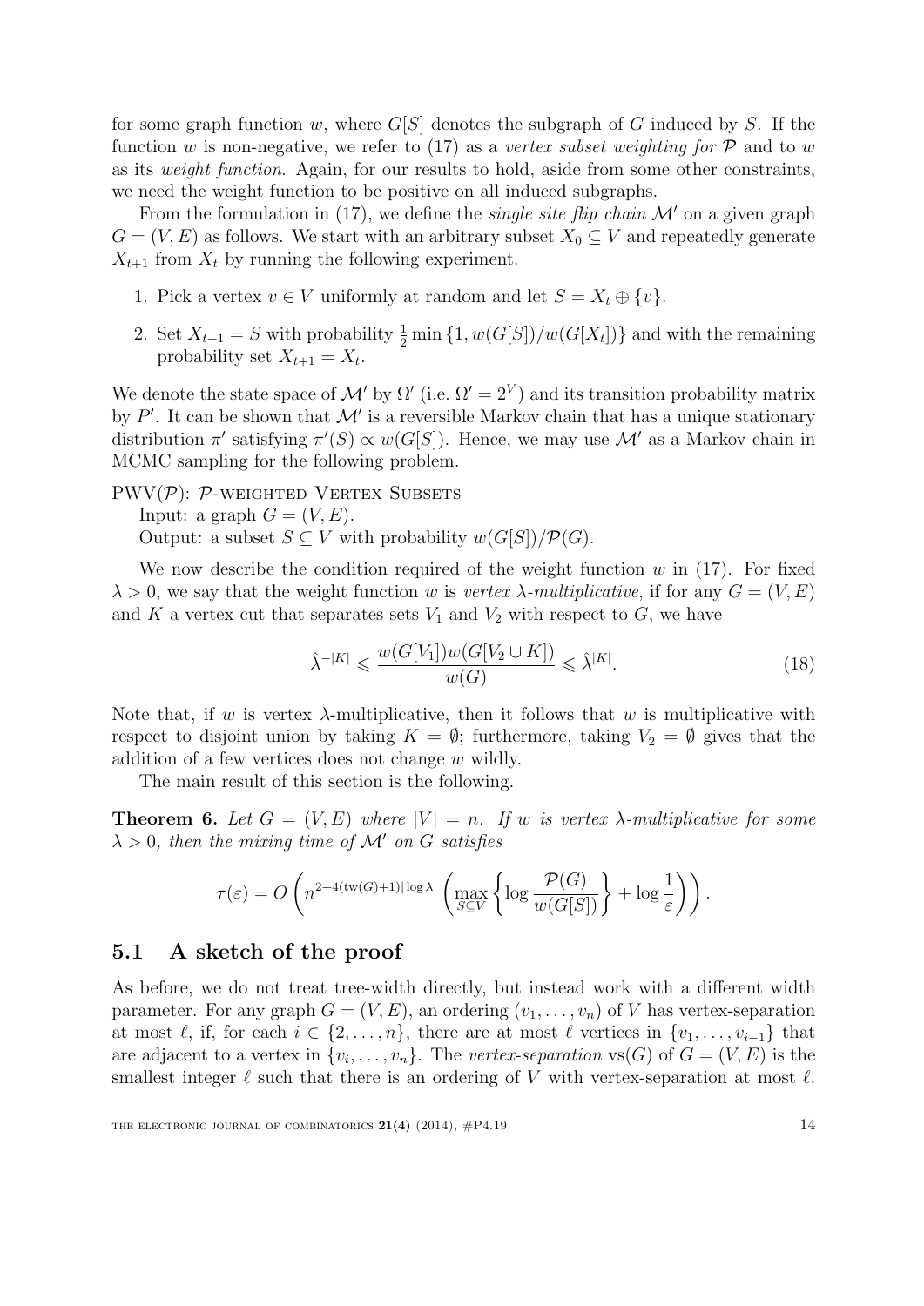for some graph function $w$, where $G[S]$ denotes the subgraph of $G$ induced by $S$. If the function $w$ is non-negative, we refer to (17) as a *vertex subset weighting for* $\mathcal{P}$ and to $w$ as its *weight function*. Again, for our results to hold, aside from some other constraints, we need the weight function to be positive on all induced subgraphs.

From the formulation in (17), we define the *single site flip chain* $\mathcal{M}'$ on a given graph $G = (V, E)$ as follows. We start with an arbitrary subset $X_0 \subseteq V$ and repeatedly generate $X_{t+1}$ from $X_t$ by running the following experiment.

1. Pick a vertex $v \in V$ uniformly at random and let $S = X_t \oplus \{v\}$.
2. Set $X_{t+1} = S$ with probability $\frac{1}{2}\min\{1, w(G[S])/w(G[X_t])\}$ and with the remaining probability set $X_{t+1} = X_t$.

We denote the state space of $\mathcal{M}'$ by $\Omega'$ (i.e. $\Omega' = 2^V$) and its transition probability matrix by $P'$. It can be shown that $\mathcal{M}'$ is a reversible Markov chain that has a unique stationary distribution $\pi'$ satisfying $\pi'(S) \propto w(G[S])$. Hence, we may use $\mathcal{M}'$ as a Markov chain in MCMC sampling for the following problem.

PWV($\mathcal{P}$): $\mathcal{P}$-weighted Vertex Subsets
Input: a graph $G = (V, E)$.
Output: a subset $S \subseteq V$ with probability $w(G[S])/\mathcal{P}(G)$.

We now describe the condition required of the weight function $w$ in (17). For fixed $\lambda > 0$, we say that the weight function $w$ is *vertex* $\lambda$*-multiplicative*, if for any $G = (V, E)$ and $K$ a vertex cut that separates sets $V_1$ and $V_2$ with respect to $G$, we have

$$\hat{\lambda}^{-|K|} \leqslant \frac{w(G[V_1])w(G[V_2 \cup K])}{w(G)} \leqslant \hat{\lambda}^{|K|}. \tag{18}$$

Note that, if $w$ is vertex $\lambda$-multiplicative, then it follows that $w$ is multiplicative with respect to disjoint union by taking $K = \emptyset$; furthermore, taking $V_2 = \emptyset$ gives that the addition of a few vertices does not change $w$ wildly.

The main result of this section is the following.

**Theorem 6.** *Let $G = (V, E)$ where $|V| = n$. If $w$ is vertex $\lambda$-multiplicative for some $\lambda > 0$, then the mixing time of $\mathcal{M}'$ on $G$ satisfies*

$$\tau(\varepsilon) = O\left(n^{2+4(\mathrm{tw}(G)+1)|\log\lambda|}\left(\max_{S \subseteq V}\left\{\log\frac{\mathcal{P}(G)}{w(G[S])}\right\} + \log\frac{1}{\varepsilon}\right)\right).$$

## 5.1 A sketch of the proof

As before, we do not treat tree-width directly, but instead work with a different width parameter. For any graph $G = (V, E)$, an ordering $(v_1, \ldots, v_n)$ of $V$ has vertex-separation at most $\ell$, if, for each $i \in \{2, \ldots, n\}$, there are at most $\ell$ vertices in $\{v_1, \ldots, v_{i-1}\}$ that are adjacent to a vertex in $\{v_i, \ldots, v_n\}$. The *vertex-separation* $\mathrm{vs}(G)$ of $G = (V, E)$ is the smallest integer $\ell$ such that there is an ordering of $V$ with vertex-separation at most $\ell$.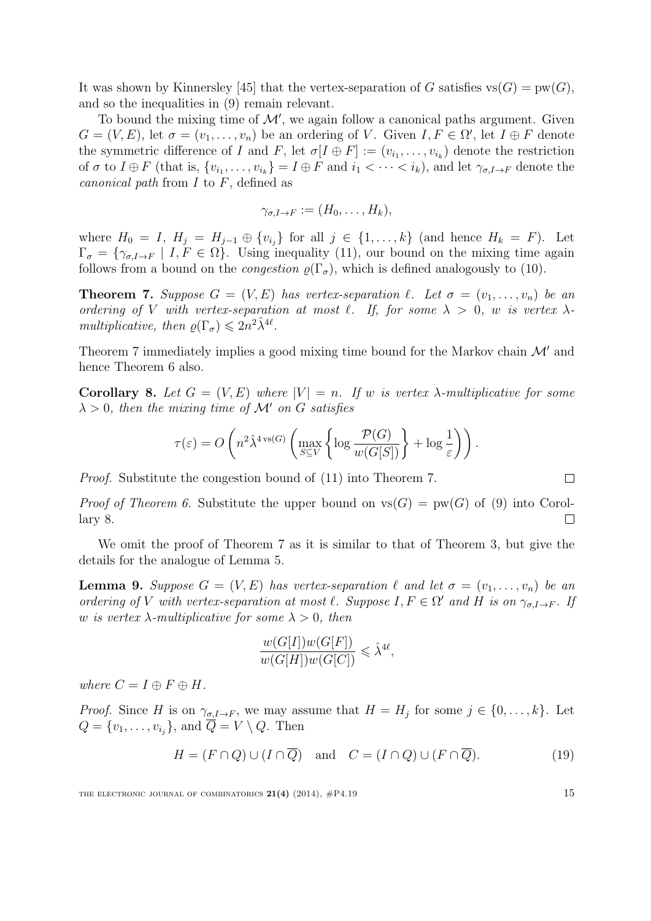It was shown by Kinnersley [45] that the vertex-separation of $G$ satisfies $\mathrm{vs}(G) = \mathrm{pw}(G)$, and so the inequalities in (9) remain relevant.

To bound the mixing time of $\mathcal{M}'$, we again follow a canonical paths argument. Given $G = (V, E)$, let $\sigma = (v_1, \ldots, v_n)$ be an ordering of $V$. Given $I, F \in \Omega'$, let $I \oplus F$ denote the symmetric difference of $I$ and $F$, let $\sigma[I \oplus F] := (v_{i_1}, \ldots, v_{i_k})$ denote the restriction of $\sigma$ to $I \oplus F$ (that is, $\{v_{i_1}, \ldots, v_{i_k}\} = I \oplus F$ and $i_1 < \cdots < i_k$), and let $\gamma_{\sigma, I \to F}$ denote the *canonical path* from $I$ to $F$, defined as

$$\gamma_{\sigma, I \to F} := (H_0, \ldots, H_k),$$

where $H_0 = I$, $H_j = H_{j-1} \oplus \{v_{i_j}\}$ for all $j \in \{1, \ldots, k\}$ (and hence $H_k = F$). Let $\Gamma_\sigma = \{\gamma_{\sigma, I \to F} \mid I, F \in \Omega\}$. Using inequality (11), our bound on the mixing time again follows from a bound on the *congestion* $\varrho(\Gamma_\sigma)$, which is defined analogously to (10).

**Theorem 7.** *Suppose $G = (V, E)$ has vertex-separation $\ell$. Let $\sigma = (v_1, \ldots, v_n)$ be an ordering of $V$ with vertex-separation at most $\ell$. If, for some $\lambda > 0$, $w$ is vertex $\lambda$-multiplicative, then $\varrho(\Gamma_\sigma) \leqslant 2n^2 \hat{\lambda}^{4\ell}$.*

Theorem 7 immediately implies a good mixing time bound for the Markov chain $\mathcal{M}'$ and hence Theorem 6 also.

**Corollary 8.** *Let $G = (V, E)$ where $|V| = n$. If $w$ is vertex $\lambda$-multiplicative for some $\lambda > 0$, then the mixing time of $\mathcal{M}'$ on $G$ satisfies*

$$\tau(\varepsilon) = O\left(n^2 \hat{\lambda}^{4\,\mathrm{vs}(G)} \left(\max_{S \subseteq V} \left\{\log \frac{\mathcal{P}(G)}{w(G[S])}\right\} + \log \frac{1}{\varepsilon}\right)\right).$$

*Proof.* Substitute the congestion bound of (11) into Theorem 7. $\square$

*Proof of Theorem 6.* Substitute the upper bound on $\mathrm{vs}(G) = \mathrm{pw}(G)$ of (9) into Corollary 8. $\square$

We omit the proof of Theorem 7 as it is similar to that of Theorem 3, but give the details for the analogue of Lemma 5.

**Lemma 9.** *Suppose $G = (V, E)$ has vertex-separation $\ell$ and let $\sigma = (v_1, \ldots, v_n)$ be an ordering of $V$ with vertex-separation at most $\ell$. Suppose $I, F \in \Omega'$ and $H$ is on $\gamma_{\sigma, I \to F}$. If $w$ is vertex $\lambda$-multiplicative for some $\lambda > 0$, then*

$$\frac{w(G[I])w(G[F])}{w(G[H])w(G[C])} \leqslant \hat{\lambda}^{4\ell},$$

*where $C = I \oplus F \oplus H$.*

*Proof.* Since $H$ is on $\gamma_{\sigma, I \to F}$, we may assume that $H = H_j$ for some $j \in \{0, \ldots, k\}$. Let $Q = \{v_1, \ldots, v_{i_j}\}$, and $\overline{Q} = V \setminus Q$. Then

$$H = (F \cap Q) \cup (I \cap \overline{Q}) \quad \text{and} \quad C = (I \cap Q) \cup (F \cap \overline{Q}). \tag{19}$$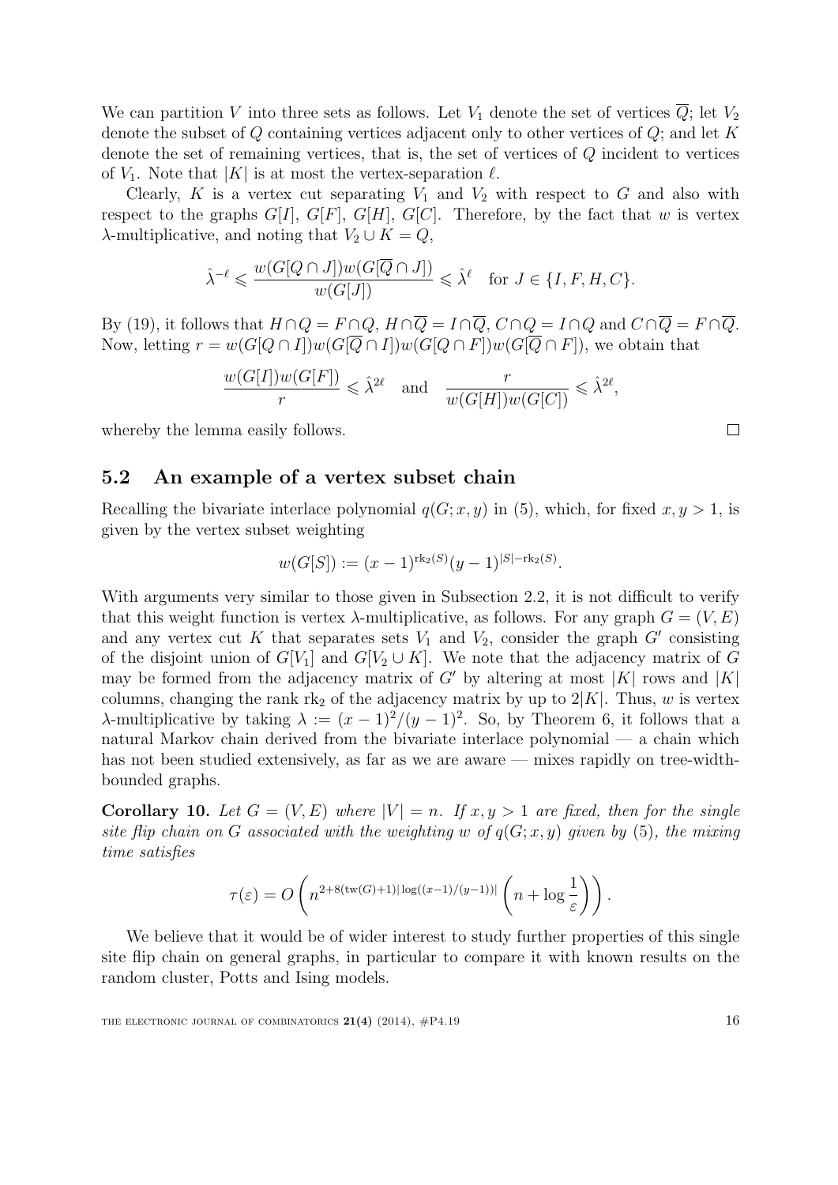We can partition $V$ into three sets as follows. Let $V_1$ denote the set of vertices $\overline{Q}$; let $V_2$ denote the subset of $Q$ containing vertices adjacent only to other vertices of $Q$; and let $K$ denote the set of remaining vertices, that is, the set of vertices of $Q$ incident to vertices of $V_1$. Note that $|K|$ is at most the vertex-separation $\ell$.

Clearly, $K$ is a vertex cut separating $V_1$ and $V_2$ with respect to $G$ and also with respect to the graphs $G[I]$, $G[F]$, $G[H]$, $G[C]$. Therefore, by the fact that $w$ is vertex $\lambda$-multiplicative, and noting that $V_2 \cup K = Q$,

$$\hat{\lambda}^{-\ell} \leqslant \frac{w(G[Q \cap J])w(G[\overline{Q} \cap J])}{w(G[J])} \leqslant \hat{\lambda}^{\ell} \quad \text{for } J \in \{I, F, H, C\}.$$

By (19), it follows that $H \cap Q = F \cap Q$, $H \cap \overline{Q} = I \cap \overline{Q}$, $C \cap Q = I \cap Q$ and $C \cap \overline{Q} = F \cap \overline{Q}$. Now, letting $r = w(G[Q \cap I])w(G[\overline{Q} \cap I])w(G[Q \cap F])w(G[\overline{Q} \cap F])$, we obtain that

$$\frac{w(G[I])w(G[F])}{r} \leqslant \hat{\lambda}^{2\ell} \quad \text{and} \quad \frac{r}{w(G[H])w(G[C])} \leqslant \hat{\lambda}^{2\ell},$$

whereby the lemma easily follows. □

## 5.2 An example of a vertex subset chain

Recalling the bivariate interlace polynomial $q(G; x, y)$ in (5), which, for fixed $x, y > 1$, is given by the vertex subset weighting

$$w(G[S]) := (x-1)^{\mathrm{rk}_2(S)}(y-1)^{|S|-\mathrm{rk}_2(S)}.$$

With arguments very similar to those given in Subsection 2.2, it is not difficult to verify that this weight function is vertex $\lambda$-multiplicative, as follows. For any graph $G = (V, E)$ and any vertex cut $K$ that separates sets $V_1$ and $V_2$, consider the graph $G'$ consisting of the disjoint union of $G[V_1]$ and $G[V_2 \cup K]$. We note that the adjacency matrix of $G$ may be formed from the adjacency matrix of $G'$ by altering at most $|K|$ rows and $|K|$ columns, changing the rank $\mathrm{rk}_2$ of the adjacency matrix by up to $2|K|$. Thus, $w$ is vertex $\lambda$-multiplicative by taking $\lambda := (x-1)^2/(y-1)^2$. So, by Theorem 6, it follows that a natural Markov chain derived from the bivariate interlace polynomial — a chain which has not been studied extensively, as far as we are aware — mixes rapidly on tree-width-bounded graphs.

**Corollary 10.** *Let $G = (V, E)$ where $|V| = n$. If $x, y > 1$ are fixed, then for the single site flip chain on $G$ associated with the weighting $w$ of $q(G; x, y)$ given by (5), the mixing time satisfies*

$$\tau(\varepsilon) = O\left(n^{2+8(\mathrm{tw}(G)+1)|\log((x-1)/(y-1))|}\left(n + \log\frac{1}{\varepsilon}\right)\right).$$

We believe that it would be of wider interest to study further properties of this single site flip chain on general graphs, in particular to compare it with known results on the random cluster, Potts and Ising models.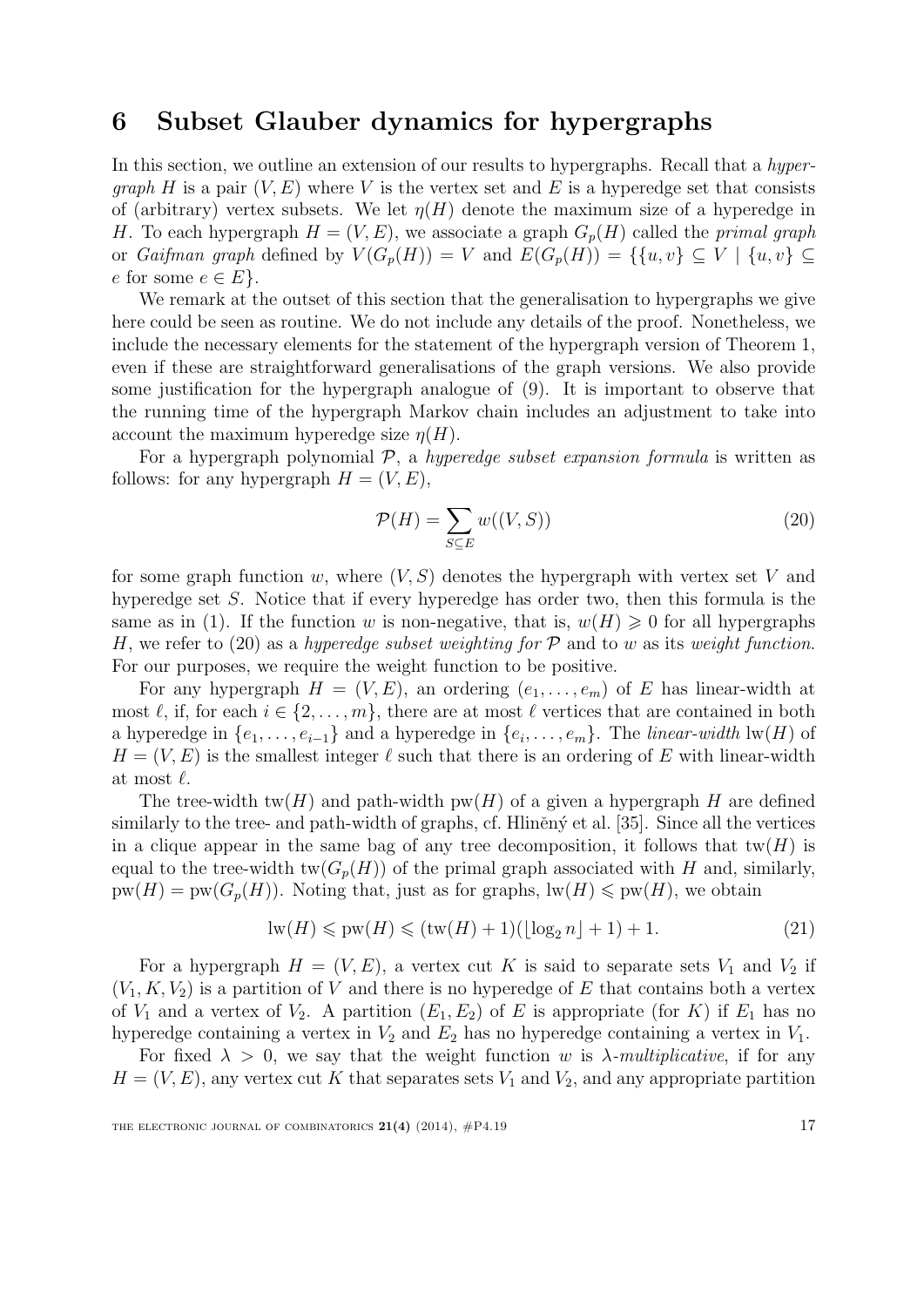# 6 Subset Glauber dynamics for hypergraphs

In this section, we outline an extension of our results to hypergraphs. Recall that a *hypergraph* $H$ is a pair $(V, E)$ where $V$ is the vertex set and $E$ is a hyperedge set that consists of (arbitrary) vertex subsets. We let $\eta(H)$ denote the maximum size of a hyperedge in $H$. To each hypergraph $H = (V, E)$, we associate a graph $G_p(H)$ called the *primal graph* or *Gaifman graph* defined by $V(G_p(H)) = V$ and $E(G_p(H)) = \{\{u, v\} \subseteq V \mid \{u, v\} \subseteq e \text{ for some } e \in E\}$.

We remark at the outset of this section that the generalisation to hypergraphs we give here could be seen as routine. We do not include any details of the proof. Nonetheless, we include the necessary elements for the statement of the hypergraph version of Theorem 1, even if these are straightforward generalisations of the graph versions. We also provide some justification for the hypergraph analogue of (9). It is important to observe that the running time of the hypergraph Markov chain includes an adjustment to take into account the maximum hyperedge size $\eta(H)$.

For a hypergraph polynomial $\mathcal{P}$, a *hyperedge subset expansion formula* is written as follows: for any hypergraph $H = (V, E)$,

$$\mathcal{P}(H) = \sum_{S \subseteq E} w((V, S)) \tag{20}$$

for some graph function $w$, where $(V, S)$ denotes the hypergraph with vertex set $V$ and hyperedge set $S$. Notice that if every hyperedge has order two, then this formula is the same as in (1). If the function $w$ is non-negative, that is, $w(H) \geqslant 0$ for all hypergraphs $H$, we refer to (20) as a *hyperedge subset weighting for* $\mathcal{P}$ and to $w$ as its *weight function*. For our purposes, we require the weight function to be positive.

For any hypergraph $H = (V, E)$, an ordering $(e_1, \ldots, e_m)$ of $E$ has linear-width at most $\ell$, if, for each $i \in \{2, \ldots, m\}$, there are at most $\ell$ vertices that are contained in both a hyperedge in $\{e_1, \ldots, e_{i-1}\}$ and a hyperedge in $\{e_i, \ldots, e_m\}$. The *linear-width* $\mathrm{lw}(H)$ of $H = (V, E)$ is the smallest integer $\ell$ such that there is an ordering of $E$ with linear-width at most $\ell$.

The tree-width $\mathrm{tw}(H)$ and path-width $\mathrm{pw}(H)$ of a given a hypergraph $H$ are defined similarly to the tree- and path-width of graphs, cf. Hliněný et al. [35]. Since all the vertices in a clique appear in the same bag of any tree decomposition, it follows that $\mathrm{tw}(H)$ is equal to the tree-width $\mathrm{tw}(G_p(H))$ of the primal graph associated with $H$ and, similarly, $\mathrm{pw}(H) = \mathrm{pw}(G_p(H))$. Noting that, just as for graphs, $\mathrm{lw}(H) \leqslant \mathrm{pw}(H)$, we obtain

$$\mathrm{lw}(H) \leqslant \mathrm{pw}(H) \leqslant (\mathrm{tw}(H) + 1)(\lfloor \log_2 n \rfloor + 1) + 1. \tag{21}$$

For a hypergraph $H = (V, E)$, a vertex cut $K$ is said to separate sets $V_1$ and $V_2$ if $(V_1, K, V_2)$ is a partition of $V$ and there is no hyperedge of $E$ that contains both a vertex of $V_1$ and a vertex of $V_2$. A partition $(E_1, E_2)$ of $E$ is appropriate (for $K$) if $E_1$ has no hyperedge containing a vertex in $V_2$ and $E_2$ has no hyperedge containing a vertex in $V_1$.

For fixed $\lambda > 0$, we say that the weight function $w$ is $\lambda$-*multiplicative*, if for any $H = (V, E)$, any vertex cut $K$ that separates sets $V_1$ and $V_2$, and any appropriate partition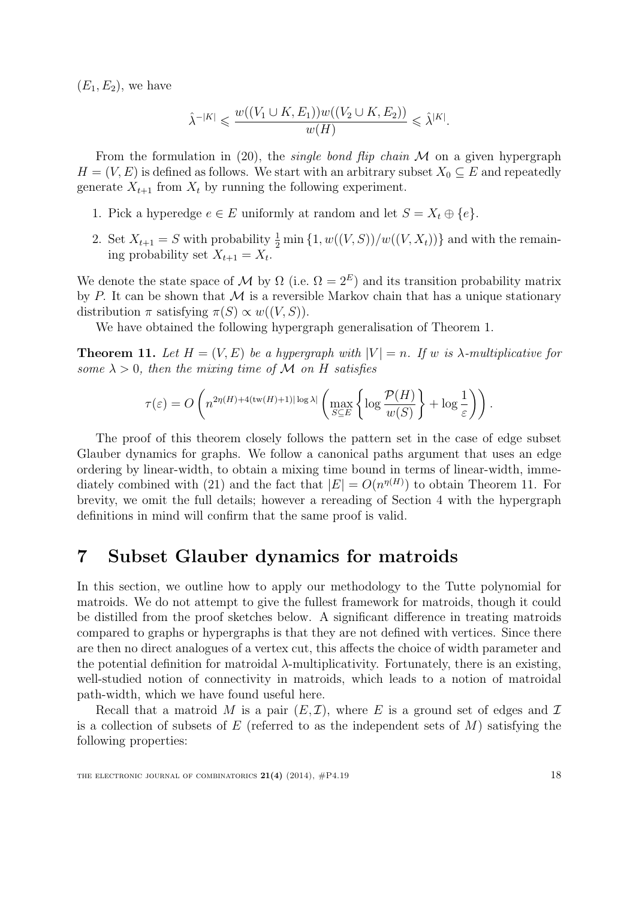$(E_1, E_2)$, we have

$$\hat{\lambda}^{-|K|} \leqslant \frac{w((V_1 \cup K, E_1))w((V_2 \cup K, E_2))}{w(H)} \leqslant \hat{\lambda}^{|K|}.$$

From the formulation in (20), the *single bond flip chain* $\mathcal{M}$ on a given hypergraph $H = (V, E)$ is defined as follows. We start with an arbitrary subset $X_0 \subseteq E$ and repeatedly generate $X_{t+1}$ from $X_t$ by running the following experiment.

1. Pick a hyperedge $e \in E$ uniformly at random and let $S = X_t \oplus \{e\}$.
2. Set $X_{t+1} = S$ with probability $\frac{1}{2}\min\{1, w((V, S))/w((V, X_t))\}$ and with the remaining probability set $X_{t+1} = X_t$.

We denote the state space of $\mathcal{M}$ by $\Omega$ (i.e. $\Omega = 2^E$) and its transition probability matrix by $P$. It can be shown that $\mathcal{M}$ is a reversible Markov chain that has a unique stationary distribution $\pi$ satisfying $\pi(S) \propto w((V, S))$.

We have obtained the following hypergraph generalisation of Theorem 1.

**Theorem 11.** *Let $H = (V, E)$ be a hypergraph with $|V| = n$. If $w$ is $\lambda$-multiplicative for some $\lambda > 0$, then the mixing time of $\mathcal{M}$ on $H$ satisfies*

$$\tau(\varepsilon) = O\left(n^{2\eta(H)+4(\mathrm{tw}(H)+1)|\log \lambda|}\left(\max_{S \subseteq E}\left\{\log \frac{\mathcal{P}(H)}{w(S)}\right\} + \log \frac{1}{\varepsilon}\right)\right).$$

The proof of this theorem closely follows the pattern set in the case of edge subset Glauber dynamics for graphs. We follow a canonical paths argument that uses an edge ordering by linear-width, to obtain a mixing time bound in terms of linear-width, immediately combined with (21) and the fact that $|E| = O(n^{\eta(H)})$ to obtain Theorem 11. For brevity, we omit the full details; however a rereading of Section 4 with the hypergraph definitions in mind will confirm that the same proof is valid.

# 7 Subset Glauber dynamics for matroids

In this section, we outline how to apply our methodology to the Tutte polynomial for matroids. We do not attempt to give the fullest framework for matroids, though it could be distilled from the proof sketches below. A significant difference in treating matroids compared to graphs or hypergraphs is that they are not defined with vertices. Since there are then no direct analogues of a vertex cut, this affects the choice of width parameter and the potential definition for matroidal $\lambda$-multiplicativity. Fortunately, there is an existing, well-studied notion of connectivity in matroids, which leads to a notion of matroidal path-width, which we have found useful here.

Recall that a matroid $M$ is a pair $(E, \mathcal{I})$, where $E$ is a ground set of edges and $\mathcal{I}$ is a collection of subsets of $E$ (referred to as the independent sets of $M$) satisfying the following properties: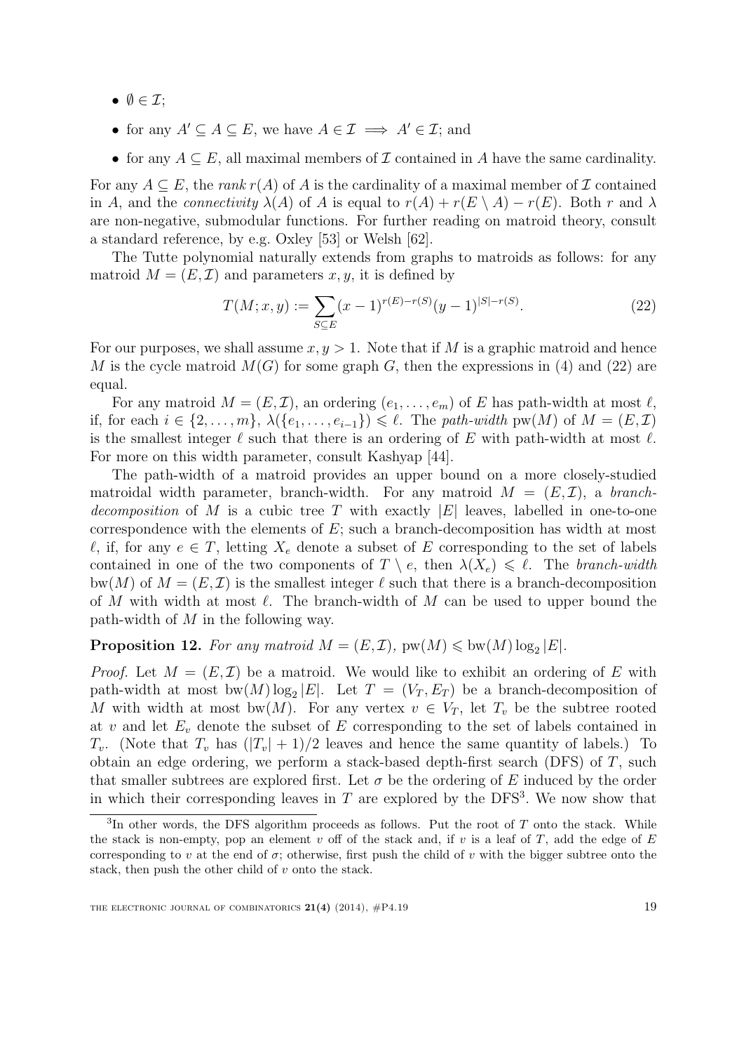- $\emptyset \in \mathcal{I}$;
- for any $A' \subseteq A \subseteq E$, we have $A \in \mathcal{I} \implies A' \in \mathcal{I}$; and
- for any $A \subseteq E$, all maximal members of $\mathcal{I}$ contained in $A$ have the same cardinality.

For any $A \subseteq E$, the *rank* $r(A)$ of $A$ is the cardinality of a maximal member of $\mathcal{I}$ contained in $A$, and the *connectivity* $\lambda(A)$ of $A$ is equal to $r(A) + r(E \setminus A) - r(E)$. Both $r$ and $\lambda$ are non-negative, submodular functions. For further reading on matroid theory, consult a standard reference, by e.g. Oxley [53] or Welsh [62].

The Tutte polynomial naturally extends from graphs to matroids as follows: for any matroid $M = (E, \mathcal{I})$ and parameters $x, y$, it is defined by

$$T(M; x, y) := \sum_{S \subseteq E} (x-1)^{r(E)-r(S)} (y-1)^{|S|-r(S)}. \tag{22}$$

For our purposes, we shall assume $x, y > 1$. Note that if $M$ is a graphic matroid and hence $M$ is the cycle matroid $M(G)$ for some graph $G$, then the expressions in (4) and (22) are equal.

For any matroid $M = (E, \mathcal{I})$, an ordering $(e_1, \ldots, e_m)$ of $E$ has path-width at most $\ell$, if, for each $i \in \{2, \ldots, m\}$, $\lambda(\{e_1, \ldots, e_{i-1}\}) \leqslant \ell$. The *path-width* $\mathrm{pw}(M)$ of $M = (E, \mathcal{I})$ is the smallest integer $\ell$ such that there is an ordering of $E$ with path-width at most $\ell$. For more on this width parameter, consult Kashyap [44].

The path-width of a matroid provides an upper bound on a more closely-studied matroidal width parameter, branch-width. For any matroid $M = (E, \mathcal{I})$, a *branch-decomposition* of $M$ is a cubic tree $T$ with exactly $|E|$ leaves, labelled in one-to-one correspondence with the elements of $E$; such a branch-decomposition has width at most $\ell$, if, for any $e \in T$, letting $X_e$ denote a subset of $E$ corresponding to the set of labels contained in one of the two components of $T \setminus e$, then $\lambda(X_e) \leqslant \ell$. The *branch-width* $\mathrm{bw}(M)$ of $M = (E, \mathcal{I})$ is the smallest integer $\ell$ such that there is a branch-decomposition of $M$ with width at most $\ell$. The branch-width of $M$ can be used to upper bound the path-width of $M$ in the following way.

**Proposition 12.** *For any matroid $M = (E, \mathcal{I})$, $\mathrm{pw}(M) \leqslant \mathrm{bw}(M) \log_2 |E|$.*

*Proof.* Let $M = (E, \mathcal{I})$ be a matroid. We would like to exhibit an ordering of $E$ with path-width at most $\mathrm{bw}(M) \log_2 |E|$. Let $T = (V_T, E_T)$ be a branch-decomposition of $M$ with width at most $\mathrm{bw}(M)$. For any vertex $v \in V_T$, let $T_v$ be the subtree rooted at $v$ and let $E_v$ denote the subset of $E$ corresponding to the set of labels contained in $T_v$. (Note that $T_v$ has $(|T_v| + 1)/2$ leaves and hence the same quantity of labels.) To obtain an edge ordering, we perform a stack-based depth-first search (DFS) of $T$, such that smaller subtrees are explored first. Let $\sigma$ be the ordering of $E$ induced by the order in which their corresponding leaves in $T$ are explored by the DFS[3]. We now show that

[3] In other words, the DFS algorithm proceeds as follows. Put the root of $T$ onto the stack. While the stack is non-empty, pop an element $v$ off of the stack and, if $v$ is a leaf of $T$, add the edge of $E$ corresponding to $v$ at the end of $\sigma$; otherwise, first push the child of $v$ with the bigger subtree onto the stack, then push the other child of $v$ onto the stack.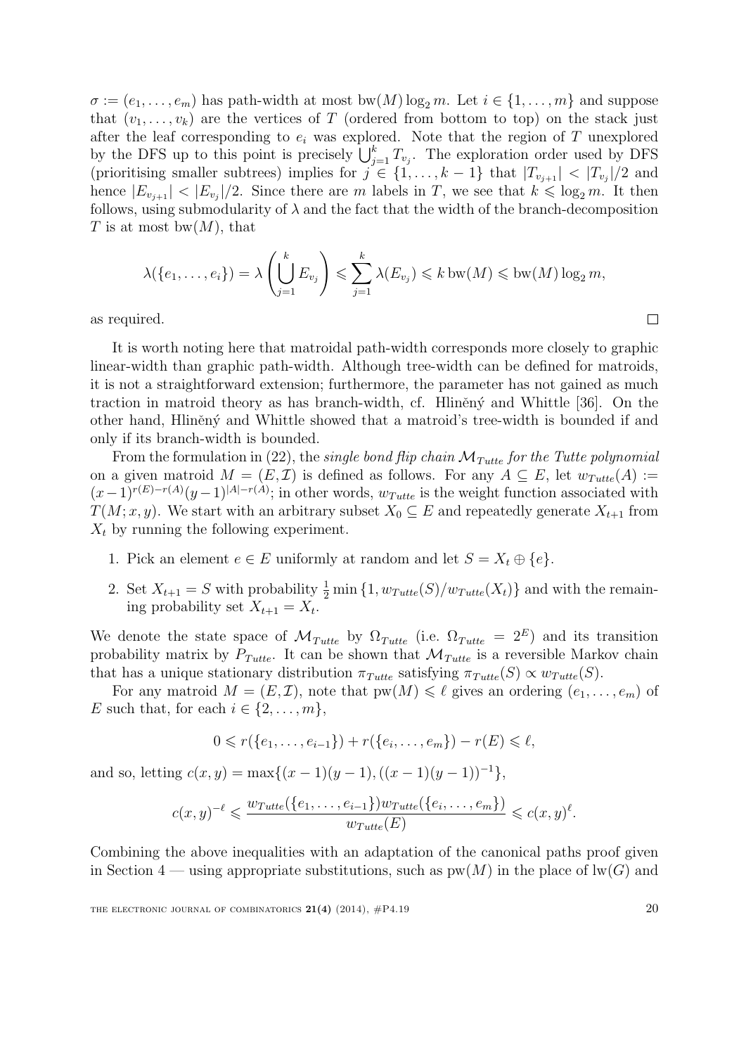$\sigma := (e_1, \ldots, e_m)$ has path-width at most $\mathrm{bw}(M) \log_2 m$. Let $i \in \{1, \ldots, m\}$ and suppose that $(v_1, \ldots, v_k)$ are the vertices of $T$ (ordered from bottom to top) on the stack just after the leaf corresponding to $e_i$ was explored. Note that the region of $T$ unexplored by the DFS up to this point is precisely $\bigcup_{j=1}^{k} T_{v_j}$. The exploration order used by DFS (prioritising smaller subtrees) implies for $j \in \{1, \ldots, k-1\}$ that $|T_{v_{j+1}}| < |T_{v_j}|/2$ and hence $|E_{v_{j+1}}| < |E_{v_j}|/2$. Since there are $m$ labels in $T$, we see that $k \leqslant \log_2 m$. It then follows, using submodularity of $\lambda$ and the fact that the width of the branch-decomposition $T$ is at most $\mathrm{bw}(M)$, that

$$\lambda(\{e_1, \ldots, e_i\}) = \lambda\left(\bigcup_{j=1}^{k} E_{v_j}\right) \leqslant \sum_{j=1}^{k} \lambda(E_{v_j}) \leqslant k \, \mathrm{bw}(M) \leqslant \mathrm{bw}(M) \log_2 m,$$

as required. $\square$

It is worth noting here that matroidal path-width corresponds more closely to graphic linear-width than graphic path-width. Although tree-width can be defined for matroids, it is not a straightforward extension; furthermore, the parameter has not gained as much traction in matroid theory as has branch-width, cf. Hliněný and Whittle [36]. On the other hand, Hliněný and Whittle showed that a matroid's tree-width is bounded if and only if its branch-width is bounded.

From the formulation in (22), the *single bond flip chain $\mathcal{M}_{Tutte}$ for the Tutte polynomial* on a given matroid $M = (E, \mathcal{I})$ is defined as follows. For any $A \subseteq E$, let $w_{Tutte}(A) := (x-1)^{r(E)-r(A)}(y-1)^{|A|-r(A)}$; in other words, $w_{Tutte}$ is the weight function associated with $T(M; x, y)$. We start with an arbitrary subset $X_0 \subseteq E$ and repeatedly generate $X_{t+1}$ from $X_t$ by running the following experiment.

1. Pick an element $e \in E$ uniformly at random and let $S = X_t \oplus \{e\}$.
2. Set $X_{t+1} = S$ with probability $\frac{1}{2} \min\{1, w_{Tutte}(S)/w_{Tutte}(X_t)\}$ and with the remaining probability set $X_{t+1} = X_t$.

We denote the state space of $\mathcal{M}_{Tutte}$ by $\Omega_{Tutte}$ (i.e. $\Omega_{Tutte} = 2^E$) and its transition probability matrix by $P_{Tutte}$. It can be shown that $\mathcal{M}_{Tutte}$ is a reversible Markov chain that has a unique stationary distribution $\pi_{Tutte}$ satisfying $\pi_{Tutte}(S) \propto w_{Tutte}(S)$.

For any matroid $M = (E, \mathcal{I})$, note that $\mathrm{pw}(M) \leqslant \ell$ gives an ordering $(e_1, \ldots, e_m)$ of $E$ such that, for each $i \in \{2, \ldots, m\}$,

$$0 \leqslant r(\{e_1, \ldots, e_{i-1}\}) + r(\{e_i, \ldots, e_m\}) - r(E) \leqslant \ell,$$

and so, letting $c(x, y) = \max\{(x-1)(y-1), ((x-1)(y-1))^{-1}\}$,

$$c(x, y)^{-\ell} \leqslant \frac{w_{Tutte}(\{e_1, \ldots, e_{i-1}\}) w_{Tutte}(\{e_i, \ldots, e_m\})}{w_{Tutte}(E)} \leqslant c(x, y)^{\ell}.$$

Combining the above inequalities with an adaptation of the canonical paths proof given in Section 4 — using appropriate substitutions, such as $\mathrm{pw}(M)$ in the place of $\mathrm{lw}(G)$ and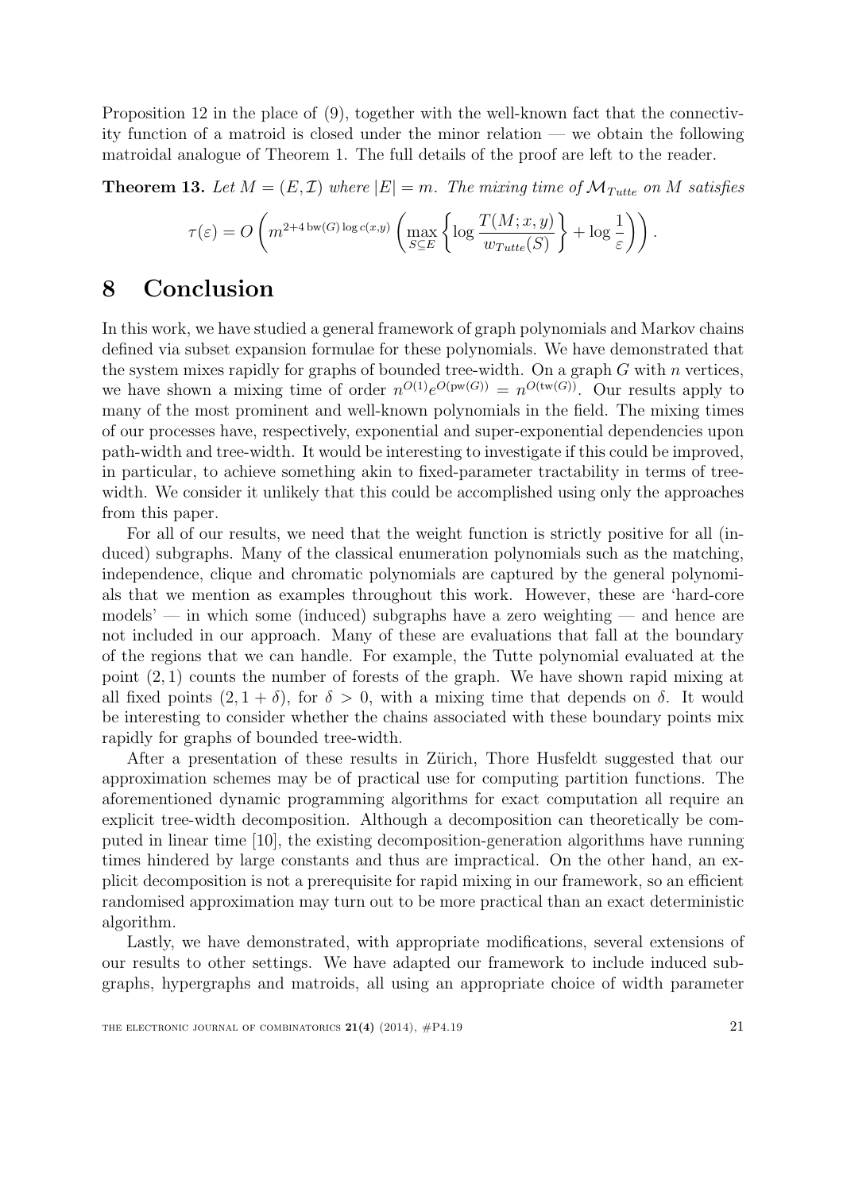Proposition 12 in the place of (9), together with the well-known fact that the connectivity function of a matroid is closed under the minor relation — we obtain the following matroidal analogue of Theorem 1. The full details of the proof are left to the reader.

**Theorem 13.** *Let $M = (E, \mathcal{I})$ where $|E| = m$. The mixing time of $\mathcal{M}_{Tutte}$ on $M$ satisfies*

$$\tau(\varepsilon) = O\left(m^{2+4\,\mathrm{bw}(G)\log c(x,y)}\left(\max_{S\subseteq E}\left\{\log\frac{T(M;x,y)}{w_{Tutte}(S)}\right\} + \log\frac{1}{\varepsilon}\right)\right).$$

# 8 Conclusion

In this work, we have studied a general framework of graph polynomials and Markov chains defined via subset expansion formulae for these polynomials. We have demonstrated that the system mixes rapidly for graphs of bounded tree-width. On a graph $G$ with $n$ vertices, we have shown a mixing time of order $n^{O(1)}e^{O(\mathrm{pw}(G))} = n^{O(\mathrm{tw}(G))}$. Our results apply to many of the most prominent and well-known polynomials in the field. The mixing times of our processes have, respectively, exponential and super-exponential dependencies upon path-width and tree-width. It would be interesting to investigate if this could be improved, in particular, to achieve something akin to fixed-parameter tractability in terms of tree-width. We consider it unlikely that this could be accomplished using only the approaches from this paper.

For all of our results, we need that the weight function is strictly positive for all (induced) subgraphs. Many of the classical enumeration polynomials such as the matching, independence, clique and chromatic polynomials are captured by the general polynomials that we mention as examples throughout this work. However, these are 'hard-core models' — in which some (induced) subgraphs have a zero weighting — and hence are not included in our approach. Many of these are evaluations that fall at the boundary of the regions that we can handle. For example, the Tutte polynomial evaluated at the point $(2, 1)$ counts the number of forests of the graph. We have shown rapid mixing at all fixed points $(2, 1 + \delta)$, for $\delta > 0$, with a mixing time that depends on $\delta$. It would be interesting to consider whether the chains associated with these boundary points mix rapidly for graphs of bounded tree-width.

After a presentation of these results in Zürich, Thore Husfeldt suggested that our approximation schemes may be of practical use for computing partition functions. The aforementioned dynamic programming algorithms for exact computation all require an explicit tree-width decomposition. Although a decomposition can theoretically be computed in linear time [10], the existing decomposition-generation algorithms have running times hindered by large constants and thus are impractical. On the other hand, an explicit decomposition is not a prerequisite for rapid mixing in our framework, so an efficient randomised approximation may turn out to be more practical than an exact deterministic algorithm.

Lastly, we have demonstrated, with appropriate modifications, several extensions of our results to other settings. We have adapted our framework to include induced subgraphs, hypergraphs and matroids, all using an appropriate choice of width parameter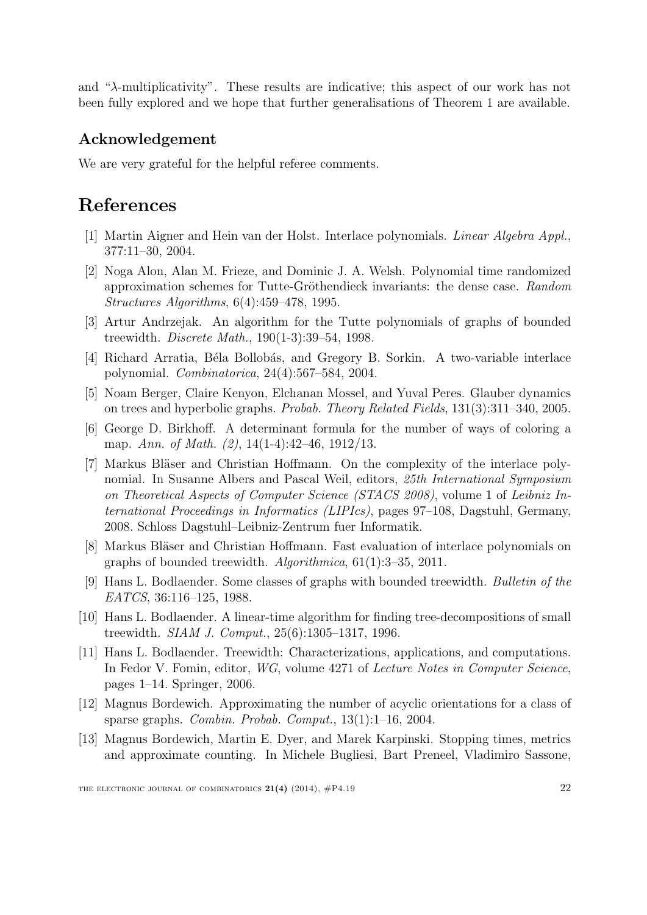and "$\lambda$-multiplicativity". These results are indicative; this aspect of our work has not been fully explored and we hope that further generalisations of Theorem 1 are available.

## Acknowledgement

We are very grateful for the helpful referee comments.

# References

[1] Martin Aigner and Hein van der Holst. Interlace polynomials. *Linear Algebra Appl.*, 377:11–30, 2004.

[2] Noga Alon, Alan M. Frieze, and Dominic J. A. Welsh. Polynomial time randomized approximation schemes for Tutte-Gröthendieck invariants: the dense case. *Random Structures Algorithms*, 6(4):459–478, 1995.

[3] Artur Andrzejak. An algorithm for the Tutte polynomials of graphs of bounded treewidth. *Discrete Math.*, 190(1-3):39–54, 1998.

[4] Richard Arratia, Béla Bollobás, and Gregory B. Sorkin. A two-variable interlace polynomial. *Combinatorica*, 24(4):567–584, 2004.

[5] Noam Berger, Claire Kenyon, Elchanan Mossel, and Yuval Peres. Glauber dynamics on trees and hyperbolic graphs. *Probab. Theory Related Fields*, 131(3):311–340, 2005.

[6] George D. Birkhoff. A determinant formula for the number of ways of coloring a map. *Ann. of Math. (2)*, 14(1-4):42–46, 1912/13.

[7] Markus Bläser and Christian Hoffmann. On the complexity of the interlace polynomial. In Susanne Albers and Pascal Weil, editors, *25th International Symposium on Theoretical Aspects of Computer Science (STACS 2008)*, volume 1 of *Leibniz International Proceedings in Informatics (LIPIcs)*, pages 97–108, Dagstuhl, Germany, 2008. Schloss Dagstuhl–Leibniz-Zentrum fuer Informatik.

[8] Markus Bläser and Christian Hoffmann. Fast evaluation of interlace polynomials on graphs of bounded treewidth. *Algorithmica*, 61(1):3–35, 2011.

[9] Hans L. Bodlaender. Some classes of graphs with bounded treewidth. *Bulletin of the EATCS*, 36:116–125, 1988.

[10] Hans L. Bodlaender. A linear-time algorithm for finding tree-decompositions of small treewidth. *SIAM J. Comput.*, 25(6):1305–1317, 1996.

[11] Hans L. Bodlaender. Treewidth: Characterizations, applications, and computations. In Fedor V. Fomin, editor, *WG*, volume 4271 of *Lecture Notes in Computer Science*, pages 1–14. Springer, 2006.

[12] Magnus Bordewich. Approximating the number of acyclic orientations for a class of sparse graphs. *Combin. Probab. Comput.*, 13(1):1–16, 2004.

[13] Magnus Bordewich, Martin E. Dyer, and Marek Karpinski. Stopping times, metrics and approximate counting. In Michele Bugliesi, Bart Preneel, Vladimiro Sassone,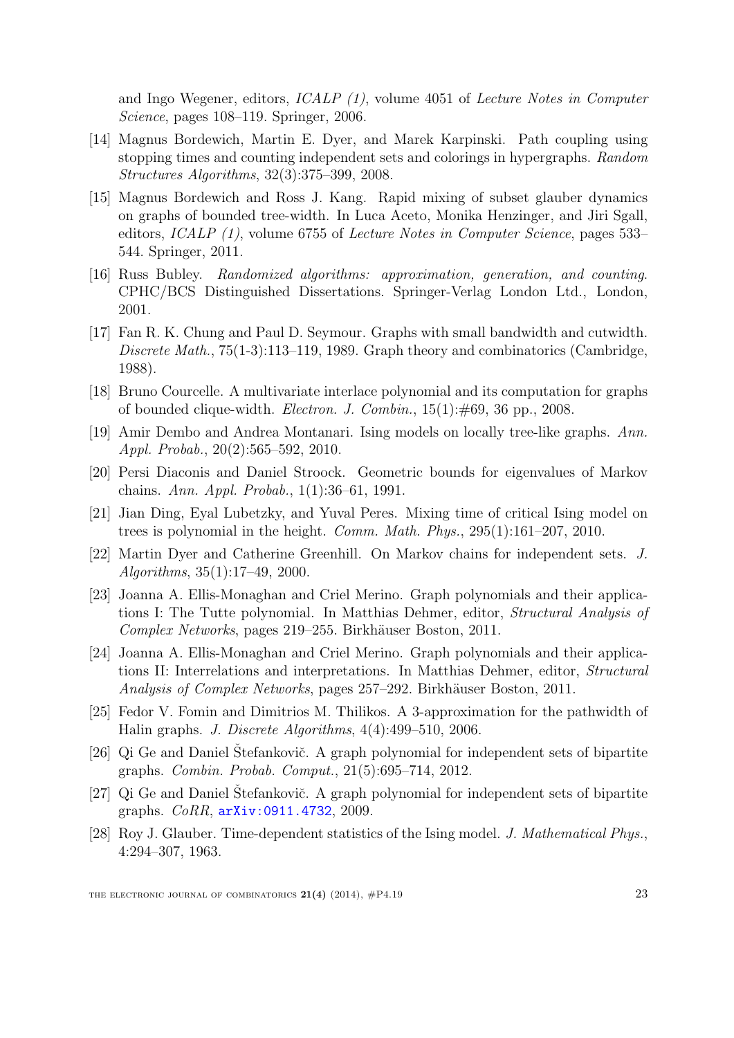and Ingo Wegener, editors, *ICALP (1)*, volume 4051 of *Lecture Notes in Computer Science*, pages 108–119. Springer, 2006.

[14] Magnus Bordewich, Martin E. Dyer, and Marek Karpinski. Path coupling using stopping times and counting independent sets and colorings in hypergraphs. *Random Structures Algorithms*, 32(3):375–399, 2008.

[15] Magnus Bordewich and Ross J. Kang. Rapid mixing of subset glauber dynamics on graphs of bounded tree-width. In Luca Aceto, Monika Henzinger, and Jiri Sgall, editors, *ICALP (1)*, volume 6755 of *Lecture Notes in Computer Science*, pages 533–544. Springer, 2011.

[16] Russ Bubley. *Randomized algorithms: approximation, generation, and counting*. CPHC/BCS Distinguished Dissertations. Springer-Verlag London Ltd., London, 2001.

[17] Fan R. K. Chung and Paul D. Seymour. Graphs with small bandwidth and cutwidth. *Discrete Math.*, 75(1-3):113–119, 1989. Graph theory and combinatorics (Cambridge, 1988).

[18] Bruno Courcelle. A multivariate interlace polynomial and its computation for graphs of bounded clique-width. *Electron. J. Combin.*, 15(1):#69, 36 pp., 2008.

[19] Amir Dembo and Andrea Montanari. Ising models on locally tree-like graphs. *Ann. Appl. Probab.*, 20(2):565–592, 2010.

[20] Persi Diaconis and Daniel Stroock. Geometric bounds for eigenvalues of Markov chains. *Ann. Appl. Probab.*, 1(1):36–61, 1991.

[21] Jian Ding, Eyal Lubetzky, and Yuval Peres. Mixing time of critical Ising model on trees is polynomial in the height. *Comm. Math. Phys.*, 295(1):161–207, 2010.

[22] Martin Dyer and Catherine Greenhill. On Markov chains for independent sets. *J. Algorithms*, 35(1):17–49, 2000.

[23] Joanna A. Ellis-Monaghan and Criel Merino. Graph polynomials and their applications I: The Tutte polynomial. In Matthias Dehmer, editor, *Structural Analysis of Complex Networks*, pages 219–255. Birkhäuser Boston, 2011.

[24] Joanna A. Ellis-Monaghan and Criel Merino. Graph polynomials and their applications II: Interrelations and interpretations. In Matthias Dehmer, editor, *Structural Analysis of Complex Networks*, pages 257–292. Birkhäuser Boston, 2011.

[25] Fedor V. Fomin and Dimitrios M. Thilikos. A 3-approximation for the pathwidth of Halin graphs. *J. Discrete Algorithms*, 4(4):499–510, 2006.

[26] Qi Ge and Daniel Štefankovič. A graph polynomial for independent sets of bipartite graphs. *Combin. Probab. Comput.*, 21(5):695–714, 2012.

[27] Qi Ge and Daniel Štefankovič. A graph polynomial for independent sets of bipartite graphs. *CoRR*, arXiv:0911.4732, 2009.

[28] Roy J. Glauber. Time-dependent statistics of the Ising model. *J. Mathematical Phys.*, 4:294–307, 1963.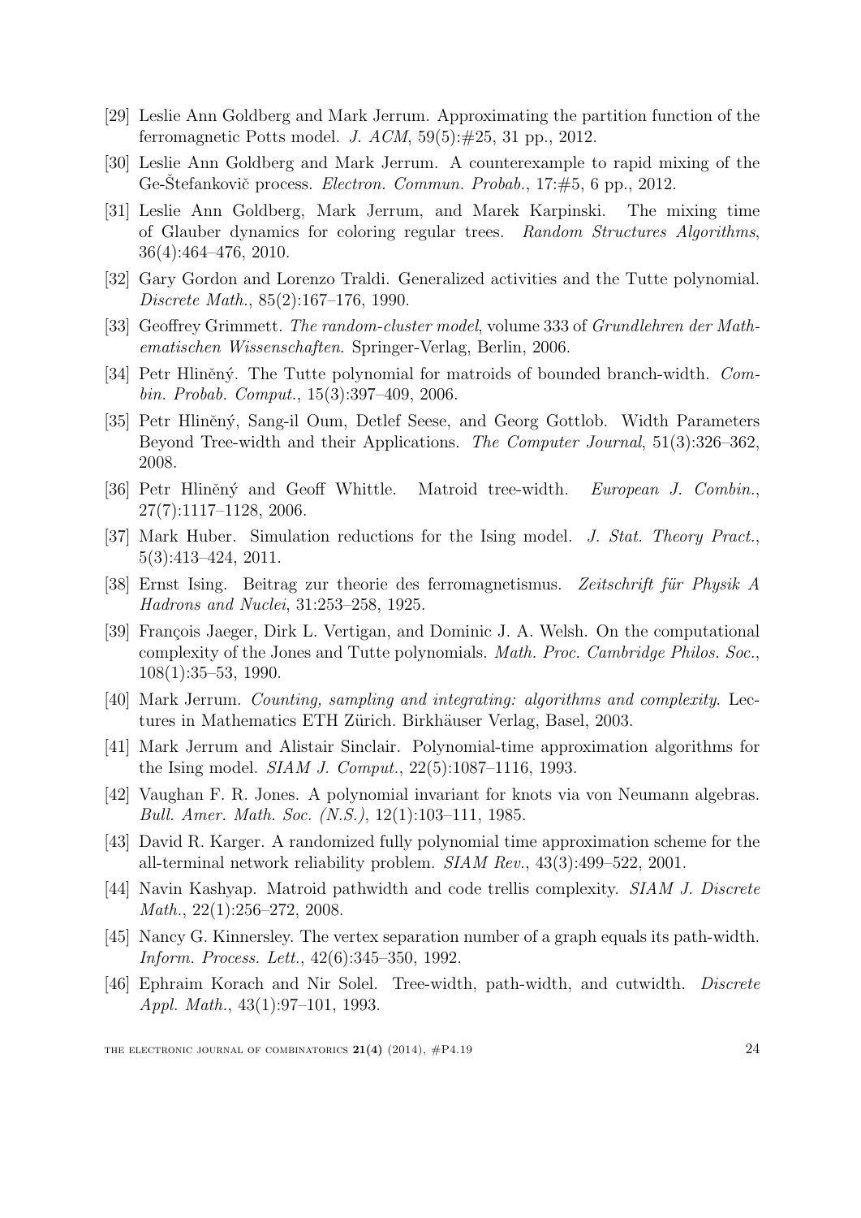[29] Leslie Ann Goldberg and Mark Jerrum. Approximating the partition function of the ferromagnetic Potts model. *J. ACM*, 59(5):#25, 31 pp., 2012.

[30] Leslie Ann Goldberg and Mark Jerrum. A counterexample to rapid mixing of the Ge-Štefankovič process. *Electron. Commun. Probab.*, 17:#5, 6 pp., 2012.

[31] Leslie Ann Goldberg, Mark Jerrum, and Marek Karpinski. The mixing time of Glauber dynamics for coloring regular trees. *Random Structures Algorithms*, 36(4):464–476, 2010.

[32] Gary Gordon and Lorenzo Traldi. Generalized activities and the Tutte polynomial. *Discrete Math.*, 85(2):167–176, 1990.

[33] Geoffrey Grimmett. *The random-cluster model*, volume 333 of *Grundlehren der Mathematischen Wissenschaften*. Springer-Verlag, Berlin, 2006.

[34] Petr Hliněný. The Tutte polynomial for matroids of bounded branch-width. *Combin. Probab. Comput.*, 15(3):397–409, 2006.

[35] Petr Hliněný, Sang-il Oum, Detlef Seese, and Georg Gottlob. Width Parameters Beyond Tree-width and their Applications. *The Computer Journal*, 51(3):326–362, 2008.

[36] Petr Hliněný and Geoff Whittle. Matroid tree-width. *European J. Combin.*, 27(7):1117–1128, 2006.

[37] Mark Huber. Simulation reductions for the Ising model. *J. Stat. Theory Pract.*, 5(3):413–424, 2011.

[38] Ernst Ising. Beitrag zur theorie des ferromagnetismus. *Zeitschrift für Physik A Hadrons and Nuclei*, 31:253–258, 1925.

[39] François Jaeger, Dirk L. Vertigan, and Dominic J. A. Welsh. On the computational complexity of the Jones and Tutte polynomials. *Math. Proc. Cambridge Philos. Soc.*, 108(1):35–53, 1990.

[40] Mark Jerrum. *Counting, sampling and integrating: algorithms and complexity*. Lectures in Mathematics ETH Zürich. Birkhäuser Verlag, Basel, 2003.

[41] Mark Jerrum and Alistair Sinclair. Polynomial-time approximation algorithms for the Ising model. *SIAM J. Comput.*, 22(5):1087–1116, 1993.

[42] Vaughan F. R. Jones. A polynomial invariant for knots via von Neumann algebras. *Bull. Amer. Math. Soc. (N.S.)*, 12(1):103–111, 1985.

[43] David R. Karger. A randomized fully polynomial time approximation scheme for the all-terminal network reliability problem. *SIAM Rev.*, 43(3):499–522, 2001.

[44] Navin Kashyap. Matroid pathwidth and code trellis complexity. *SIAM J. Discrete Math.*, 22(1):256–272, 2008.

[45] Nancy G. Kinnersley. The vertex separation number of a graph equals its path-width. *Inform. Process. Lett.*, 42(6):345–350, 1992.

[46] Ephraim Korach and Nir Solel. Tree-width, path-width, and cutwidth. *Discrete Appl. Math.*, 43(1):97–101, 1993.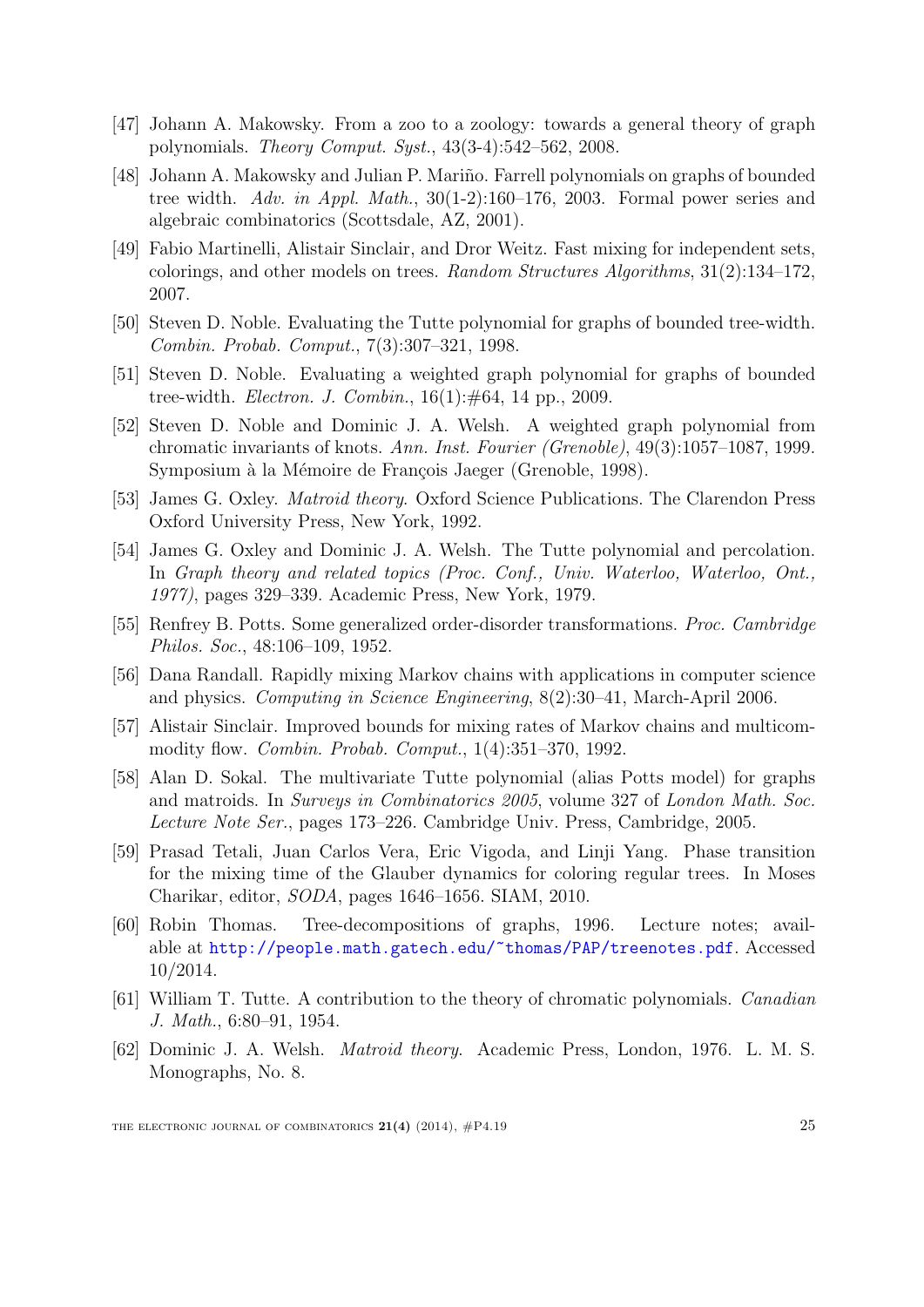[47] Johann A. Makowsky. From a zoo to a zoology: towards a general theory of graph polynomials. *Theory Comput. Syst.*, 43(3-4):542–562, 2008.

[48] Johann A. Makowsky and Julian P. Mariño. Farrell polynomials on graphs of bounded tree width. *Adv. in Appl. Math.*, 30(1-2):160–176, 2003. Formal power series and algebraic combinatorics (Scottsdale, AZ, 2001).

[49] Fabio Martinelli, Alistair Sinclair, and Dror Weitz. Fast mixing for independent sets, colorings, and other models on trees. *Random Structures Algorithms*, 31(2):134–172, 2007.

[50] Steven D. Noble. Evaluating the Tutte polynomial for graphs of bounded tree-width. *Combin. Probab. Comput.*, 7(3):307–321, 1998.

[51] Steven D. Noble. Evaluating a weighted graph polynomial for graphs of bounded tree-width. *Electron. J. Combin.*, 16(1):#64, 14 pp., 2009.

[52] Steven D. Noble and Dominic J. A. Welsh. A weighted graph polynomial from chromatic invariants of knots. *Ann. Inst. Fourier (Grenoble)*, 49(3):1057–1087, 1999. Symposium à la Mémoire de François Jaeger (Grenoble, 1998).

[53] James G. Oxley. *Matroid theory*. Oxford Science Publications. The Clarendon Press Oxford University Press, New York, 1992.

[54] James G. Oxley and Dominic J. A. Welsh. The Tutte polynomial and percolation. In *Graph theory and related topics (Proc. Conf., Univ. Waterloo, Waterloo, Ont., 1977)*, pages 329–339. Academic Press, New York, 1979.

[55] Renfrey B. Potts. Some generalized order-disorder transformations. *Proc. Cambridge Philos. Soc.*, 48:106–109, 1952.

[56] Dana Randall. Rapidly mixing Markov chains with applications in computer science and physics. *Computing in Science Engineering*, 8(2):30–41, March-April 2006.

[57] Alistair Sinclair. Improved bounds for mixing rates of Markov chains and multicommodity flow. *Combin. Probab. Comput.*, 1(4):351–370, 1992.

[58] Alan D. Sokal. The multivariate Tutte polynomial (alias Potts model) for graphs and matroids. In *Surveys in Combinatorics 2005*, volume 327 of *London Math. Soc. Lecture Note Ser.*, pages 173–226. Cambridge Univ. Press, Cambridge, 2005.

[59] Prasad Tetali, Juan Carlos Vera, Eric Vigoda, and Linji Yang. Phase transition for the mixing time of the Glauber dynamics for coloring regular trees. In Moses Charikar, editor, *SODA*, pages 1646–1656. SIAM, 2010.

[60] Robin Thomas. Tree-decompositions of graphs, 1996. Lecture notes; available at http://people.math.gatech.edu/~thomas/PAP/treenotes.pdf. Accessed 10/2014.

[61] William T. Tutte. A contribution to the theory of chromatic polynomials. *Canadian J. Math.*, 6:80–91, 1954.

[62] Dominic J. A. Welsh. *Matroid theory*. Academic Press, London, 1976. L. M. S. Monographs, No. 8.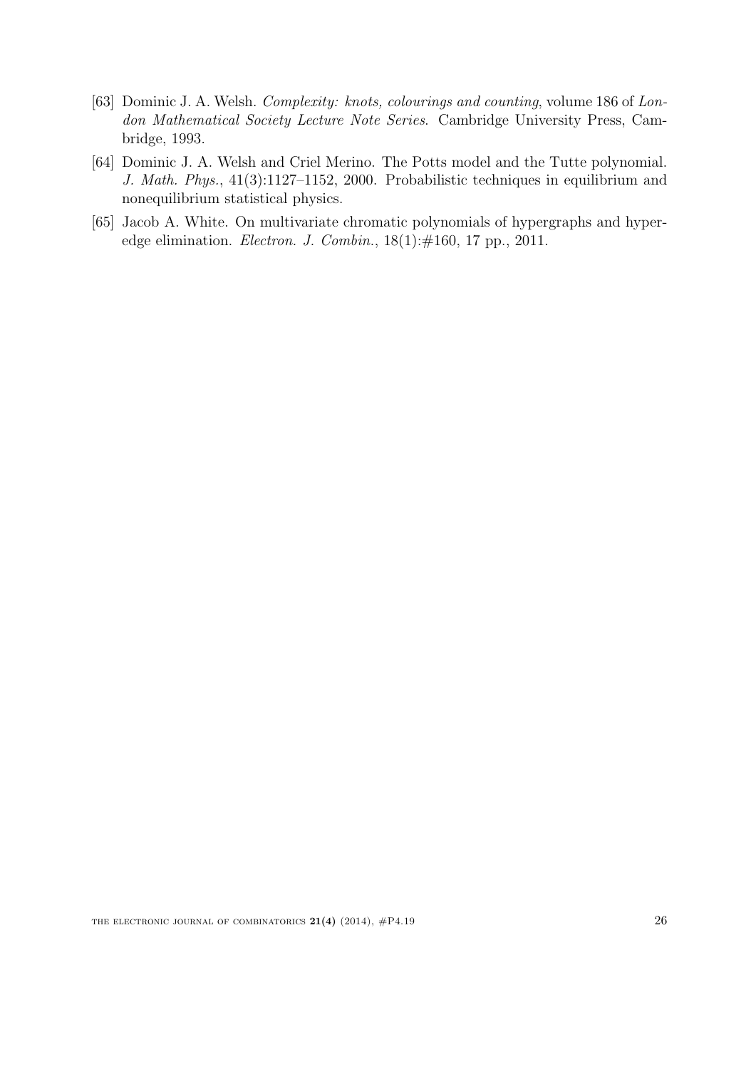[63] Dominic J. A. Welsh. *Complexity: knots, colourings and counting*, volume 186 of *London Mathematical Society Lecture Note Series*. Cambridge University Press, Cambridge, 1993.

[64] Dominic J. A. Welsh and Criel Merino. The Potts model and the Tutte polynomial. *J. Math. Phys.*, 41(3):1127–1152, 2000. Probabilistic techniques in equilibrium and nonequilibrium statistical physics.

[65] Jacob A. White. On multivariate chromatic polynomials of hypergraphs and hyperedge elimination. *Electron. J. Combin.*, 18(1):#160, 17 pp., 2011.